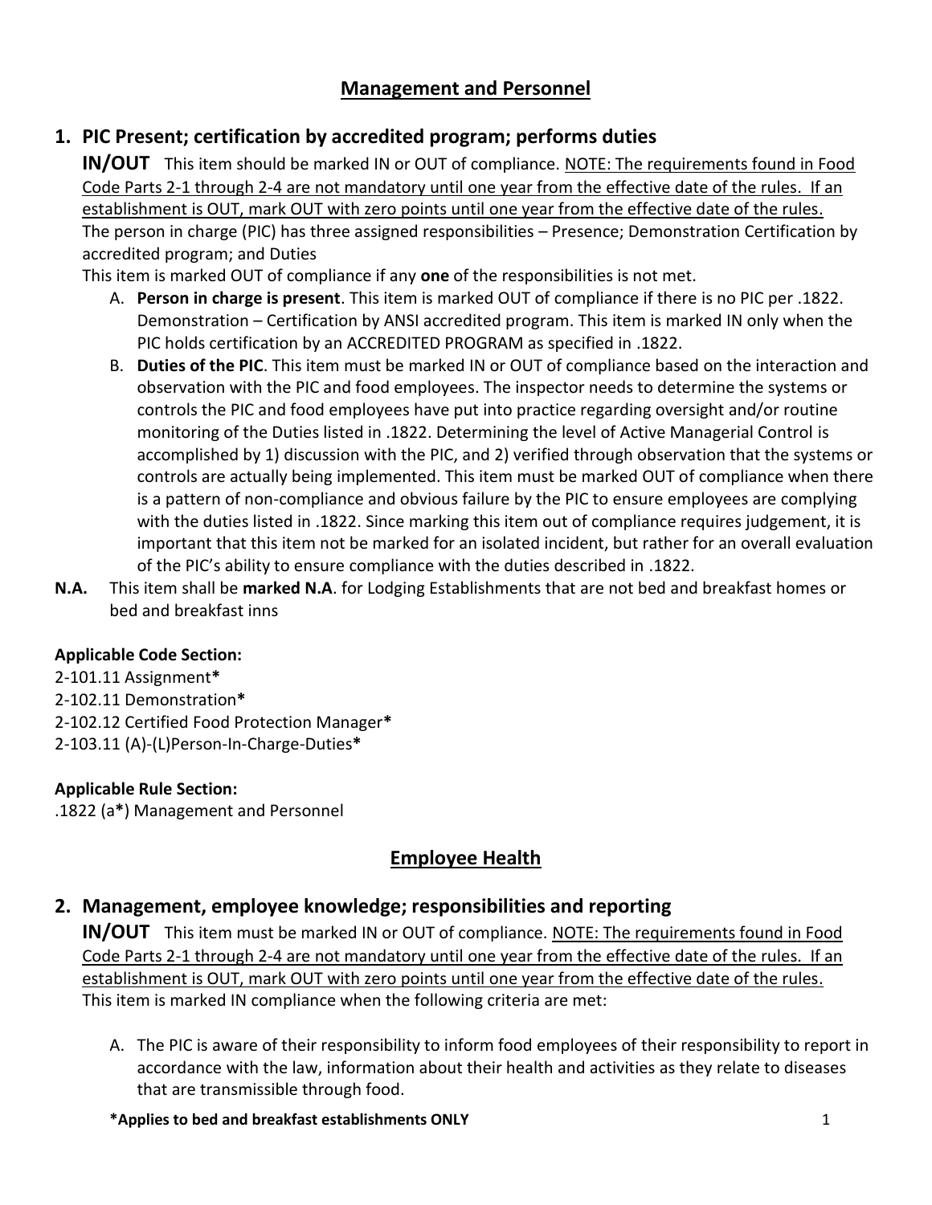## Management and Personnel

### 1. PIC Present; certification by accredited program; performs duties

**IN/OUT** This item should be marked IN or OUT of compliance. <u>NOTE: The requirements found in Food Code Parts 2-1 through 2-4 are not mandatory until one year from the effective date of the rules. If an establishment is OUT, mark OUT with zero points until one year from the effective date of the rules.</u> The person in charge (PIC) has three assigned responsibilities – Presence; Demonstration Certification by accredited program; and Duties

This item is marked OUT of compliance if any **one** of the responsibilities is not met.

A. **Person in charge is present**. This item is marked OUT of compliance if there is no PIC per .1822. Demonstration – Certification by ANSI accredited program. This item is marked IN only when the PIC holds certification by an ACCREDITED PROGRAM as specified in .1822.

B. **Duties of the PIC**. This item must be marked IN or OUT of compliance based on the interaction and observation with the PIC and food employees. The inspector needs to determine the systems or controls the PIC and food employees have put into practice regarding oversight and/or routine monitoring of the Duties listed in .1822. Determining the level of Active Managerial Control is accomplished by 1) discussion with the PIC, and 2) verified through observation that the systems or controls are actually being implemented. This item must be marked OUT of compliance when there is a pattern of non-compliance and obvious failure by the PIC to ensure employees are complying with the duties listed in .1822. Since marking this item out of compliance requires judgement, it is important that this item not be marked for an isolated incident, but rather for an overall evaluation of the PIC's ability to ensure compliance with the duties described in .1822.

**N.A.** This item shall be **marked N.A**. for Lodging Establishments that are not bed and breakfast homes or bed and breakfast inns

**Applicable Code Section:**

2-101.11 Assignment**\***
2-102.11 Demonstration**\***
2-102.12 Certified Food Protection Manager**\***
2-103.11 (A)-(L)Person-In-Charge-Duties**\***

**Applicable Rule Section:**

.1822 (a**\***) Management and Personnel

## Employee Health

### 2. Management, employee knowledge; responsibilities and reporting

**IN/OUT** This item must be marked IN or OUT of compliance. <u>NOTE: The requirements found in Food Code Parts 2-1 through 2-4 are not mandatory until one year from the effective date of the rules. If an establishment is OUT, mark OUT with zero points until one year from the effective date of the rules.</u> This item is marked IN compliance when the following criteria are met:

A. The PIC is aware of their responsibility to inform food employees of their responsibility to report in accordance with the law, information about their health and activities as they relate to diseases that are transmissible through food.

**\*Applies to bed and breakfast establishments ONLY**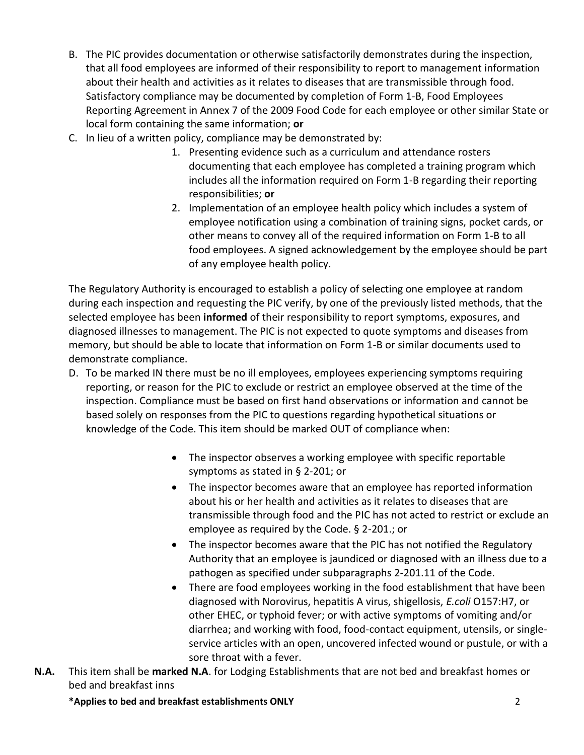B. The PIC provides documentation or otherwise satisfactorily demonstrates during the inspection, that all food employees are informed of their responsibility to report to management information about their health and activities as it relates to diseases that are transmissible through food. Satisfactory compliance may be documented by completion of Form 1-B, Food Employees Reporting Agreement in Annex 7 of the 2009 Food Code for each employee or other similar State or local form containing the same information; **or**

C. In lieu of a written policy, compliance may be demonstrated by:
   1. Presenting evidence such as a curriculum and attendance rosters documenting that each employee has completed a training program which includes all the information required on Form 1-B regarding their reporting responsibilities; **or**
   2. Implementation of an employee health policy which includes a system of employee notification using a combination of training signs, pocket cards, or other means to convey all of the required information on Form 1-B to all food employees. A signed acknowledgement by the employee should be part of any employee health policy.

The Regulatory Authority is encouraged to establish a policy of selecting one employee at random during each inspection and requesting the PIC verify, by one of the previously listed methods, that the selected employee has been **informed** of their responsibility to report symptoms, exposures, and diagnosed illnesses to management. The PIC is not expected to quote symptoms and diseases from memory, but should be able to locate that information on Form 1-B or similar documents used to demonstrate compliance.

D. To be marked IN there must be no ill employees, employees experiencing symptoms requiring reporting, or reason for the PIC to exclude or restrict an employee observed at the time of the inspection. Compliance must be based on first hand observations or information and cannot be based solely on responses from the PIC to questions regarding hypothetical situations or knowledge of the Code. This item should be marked OUT of compliance when:

   - The inspector observes a working employee with specific reportable symptoms as stated in § 2-201; or
   - The inspector becomes aware that an employee has reported information about his or her health and activities as it relates to diseases that are transmissible through food and the PIC has not acted to restrict or exclude an employee as required by the Code. § 2-201.; or
   - The inspector becomes aware that the PIC has not notified the Regulatory Authority that an employee is jaundiced or diagnosed with an illness due to a pathogen as specified under subparagraphs 2-201.11 of the Code.
   - There are food employees working in the food establishment that have been diagnosed with Norovirus, hepatitis A virus, shigellosis, *E.coli* O157:H7, or other EHEC, or typhoid fever; or with active symptoms of vomiting and/or diarrhea; and working with food, food-contact equipment, utensils, or single-service articles with an open, uncovered infected wound or pustule, or with a sore throat with a fever.

**N.A.** This item shall be **marked N.A**. for Lodging Establishments that are not bed and breakfast homes or bed and breakfast inns

**\*Applies to bed and breakfast establishments ONLY**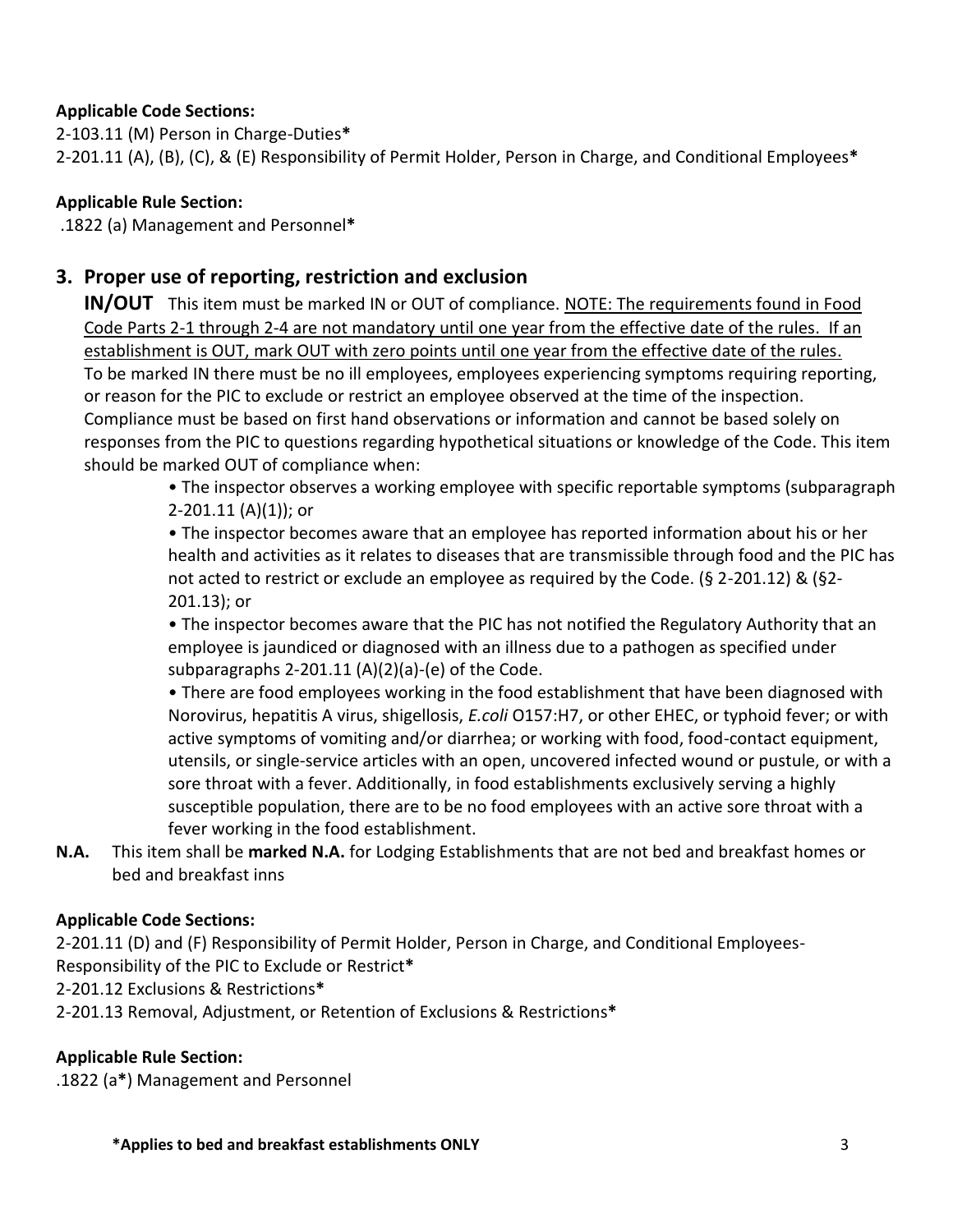**Applicable Code Sections:**

2-103.11 (M) Person in Charge-Duties*

2-201.11 (A), (B), (C), & (E) Responsibility of Permit Holder, Person in Charge, and Conditional Employees*

**Applicable Rule Section:**

.1822 (a) Management and Personnel*

## 3. Proper use of reporting, restriction and exclusion

**IN/OUT** This item must be marked IN or OUT of compliance. NOTE: The requirements found in Food Code Parts 2-1 through 2-4 are not mandatory until one year from the effective date of the rules. If an establishment is OUT, mark OUT with zero points until one year from the effective date of the rules. To be marked IN there must be no ill employees, employees experiencing symptoms requiring reporting, or reason for the PIC to exclude or restrict an employee observed at the time of the inspection. Compliance must be based on first hand observations or information and cannot be based solely on responses from the PIC to questions regarding hypothetical situations or knowledge of the Code. This item should be marked OUT of compliance when:

- The inspector observes a working employee with specific reportable symptoms (subparagraph 2-201.11 (A)(1)); or
- The inspector becomes aware that an employee has reported information about his or her health and activities as it relates to diseases that are transmissible through food and the PIC has not acted to restrict or exclude an employee as required by the Code. (§ 2-201.12) & (§2-201.13); or
- The inspector becomes aware that the PIC has not notified the Regulatory Authority that an employee is jaundiced or diagnosed with an illness due to a pathogen as specified under subparagraphs 2-201.11 (A)(2)(a)-(e) of the Code.
- There are food employees working in the food establishment that have been diagnosed with Norovirus, hepatitis A virus, shigellosis, *E.coli* O157:H7, or other EHEC, or typhoid fever; or with active symptoms of vomiting and/or diarrhea; or working with food, food-contact equipment, utensils, or single-service articles with an open, uncovered infected wound or pustule, or with a sore throat with a fever. Additionally, in food establishments exclusively serving a highly susceptible population, there are to be no food employees with an active sore throat with a fever working in the food establishment.

**N.A.** This item shall be **marked N.A.** for Lodging Establishments that are not bed and breakfast homes or bed and breakfast inns

**Applicable Code Sections:**

2-201.11 (D) and (F) Responsibility of Permit Holder, Person in Charge, and Conditional Employees-Responsibility of the PIC to Exclude or Restrict*

2-201.12 Exclusions & Restrictions*

2-201.13 Removal, Adjustment, or Retention of Exclusions & Restrictions*

**Applicable Rule Section:**

.1822 (a*) Management and Personnel

***Applies to bed and breakfast establishments ONLY**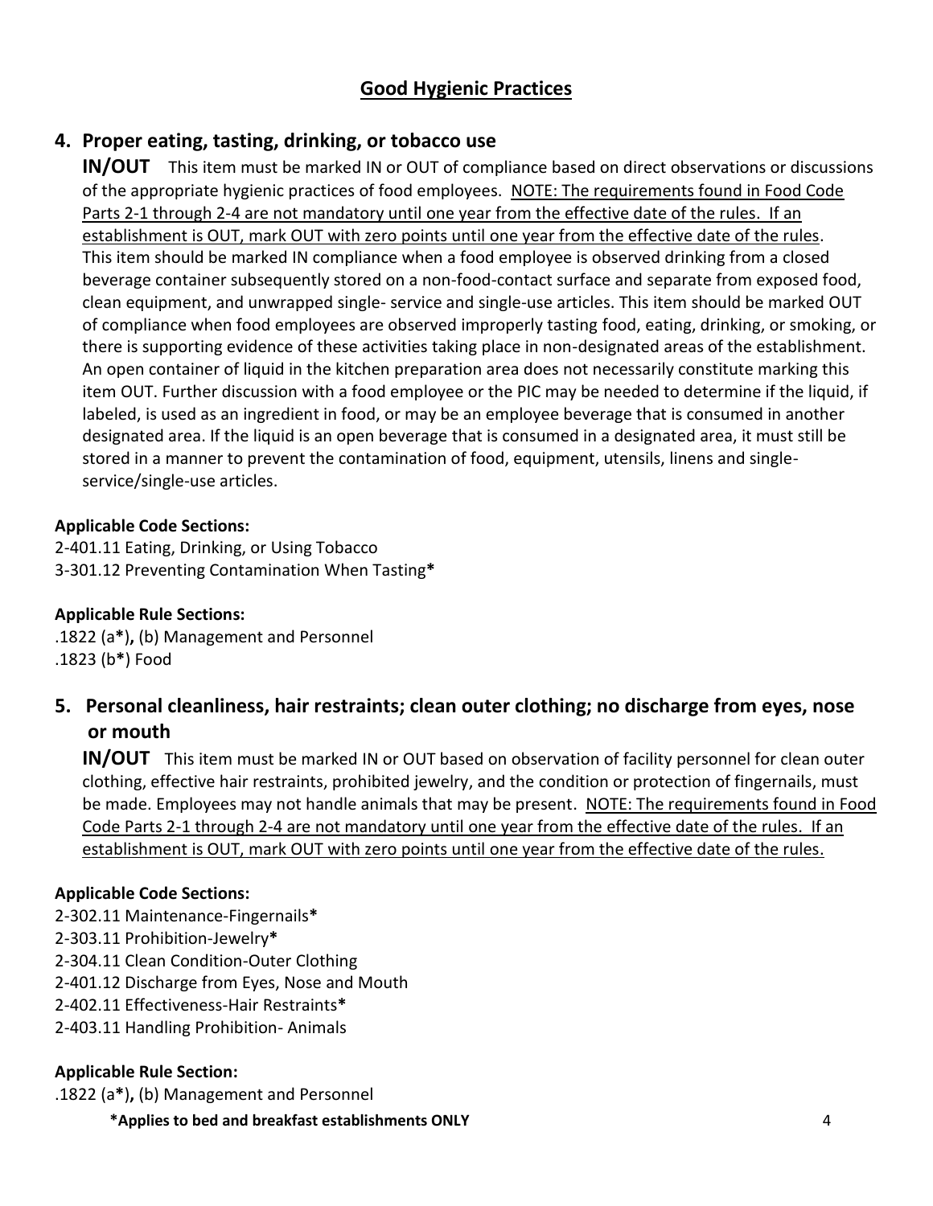## Good Hygienic Practices

### 4. Proper eating, tasting, drinking, or tobacco use

**IN/OUT** This item must be marked IN or OUT of compliance based on direct observations or discussions of the appropriate hygienic practices of food employees. NOTE: The requirements found in Food Code Parts 2-1 through 2-4 are not mandatory until one year from the effective date of the rules. If an establishment is OUT, mark OUT with zero points until one year from the effective date of the rules. This item should be marked IN compliance when a food employee is observed drinking from a closed beverage container subsequently stored on a non-food-contact surface and separate from exposed food, clean equipment, and unwrapped single- service and single-use articles. This item should be marked OUT of compliance when food employees are observed improperly tasting food, eating, drinking, or smoking, or there is supporting evidence of these activities taking place in non-designated areas of the establishment. An open container of liquid in the kitchen preparation area does not necessarily constitute marking this item OUT. Further discussion with a food employee or the PIC may be needed to determine if the liquid, if labeled, is used as an ingredient in food, or may be an employee beverage that is consumed in another designated area. If the liquid is an open beverage that is consumed in a designated area, it must still be stored in a manner to prevent the contamination of food, equipment, utensils, linens and single-service/single-use articles.

**Applicable Code Sections:**

2-401.11 Eating, Drinking, or Using Tobacco
3-301.12 Preventing Contamination When Tasting**\***

**Applicable Rule Sections:**

.1822 (a**\***)**,** (b) Management and Personnel
.1823 (b**\***) Food

### 5. Personal cleanliness, hair restraints; clean outer clothing; no discharge from eyes, nose or mouth

**IN/OUT** This item must be marked IN or OUT based on observation of facility personnel for clean outer clothing, effective hair restraints, prohibited jewelry, and the condition or protection of fingernails, must be made. Employees may not handle animals that may be present. NOTE: The requirements found in Food Code Parts 2-1 through 2-4 are not mandatory until one year from the effective date of the rules. If an establishment is OUT, mark OUT with zero points until one year from the effective date of the rules.

**Applicable Code Sections:**

2-302.11 Maintenance-Fingernails**\***
2-303.11 Prohibition-Jewelry**\***
2-304.11 Clean Condition-Outer Clothing
2-401.12 Discharge from Eyes, Nose and Mouth
2-402.11 Effectiveness-Hair Restraints**\***
2-403.11 Handling Prohibition- Animals

**Applicable Rule Section:**

.1822 (a**\***)**,** (b) Management and Personnel

**\*Applies to bed and breakfast establishments ONLY**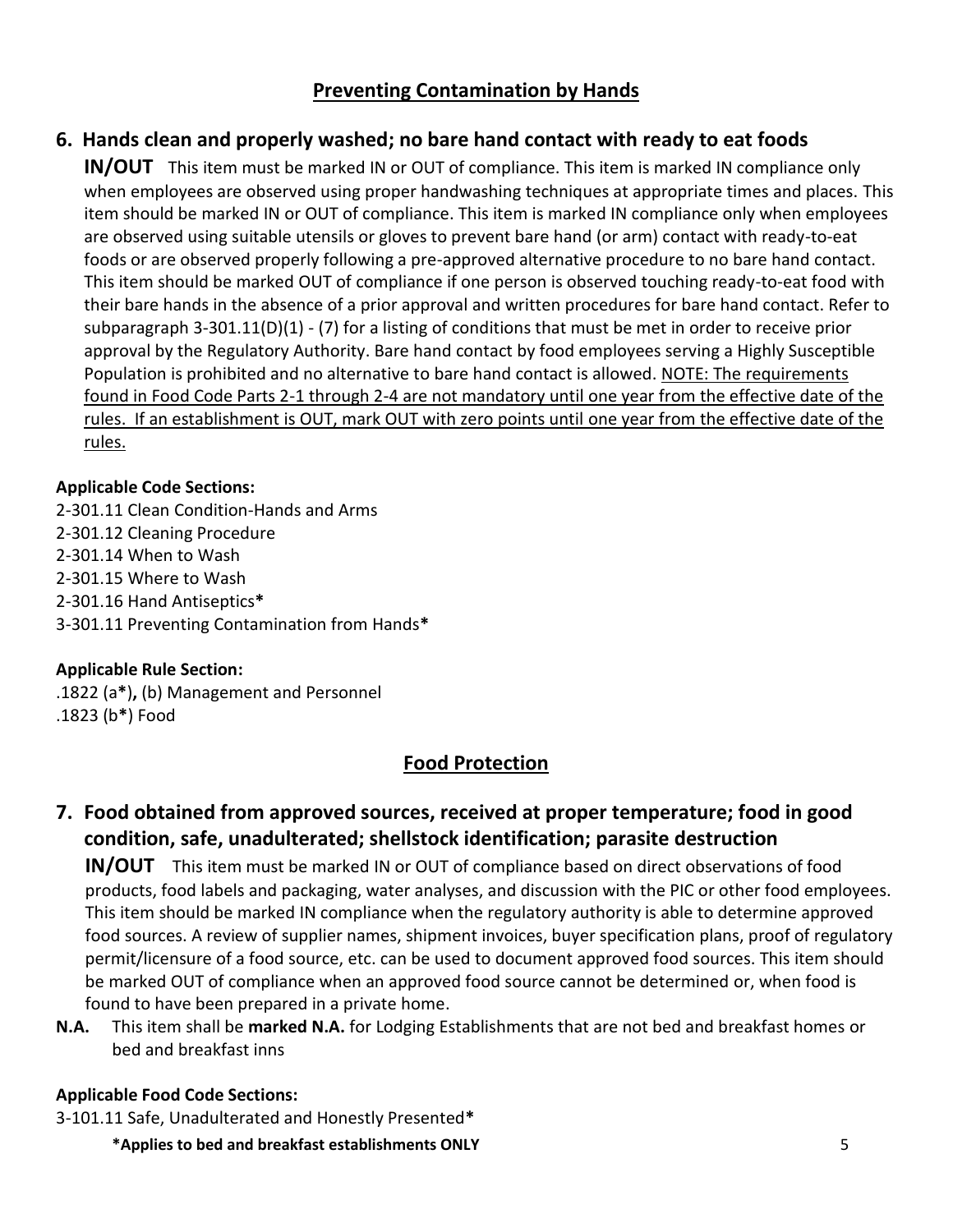## <u>Preventing Contamination by Hands</u>

### 6. Hands clean and properly washed; no bare hand contact with ready to eat foods

**IN/OUT** This item must be marked IN or OUT of compliance. This item is marked IN compliance only when employees are observed using proper handwashing techniques at appropriate times and places. This item should be marked IN or OUT of compliance. This item is marked IN compliance only when employees are observed using suitable utensils or gloves to prevent bare hand (or arm) contact with ready-to-eat foods or are observed properly following a pre-approved alternative procedure to no bare hand contact. This item should be marked OUT of compliance if one person is observed touching ready-to-eat food with their bare hands in the absence of a prior approval and written procedures for bare hand contact. Refer to subparagraph 3-301.11(D)(1) - (7) for a listing of conditions that must be met in order to receive prior approval by the Regulatory Authority. Bare hand contact by food employees serving a Highly Susceptible Population is prohibited and no alternative to bare hand contact is allowed. <u>NOTE: The requirements found in Food Code Parts 2-1 through 2-4 are not mandatory until one year from the effective date of the rules. If an establishment is OUT, mark OUT with zero points until one year from the effective date of the rules.</u>

**Applicable Code Sections:**

2-301.11 Clean Condition-Hands and Arms
2-301.12 Cleaning Procedure
2-301.14 When to Wash
2-301.15 Where to Wash
2-301.16 Hand Antiseptics*
3-301.11 Preventing Contamination from Hands*

**Applicable Rule Section:**

.1822 (a*), (b) Management and Personnel
.1823 (b*) Food

## <u>Food Protection</u>

### 7. Food obtained from approved sources, received at proper temperature; food in good condition, safe, unadulterated; shellstock identification; parasite destruction

**IN/OUT** This item must be marked IN or OUT of compliance based on direct observations of food products, food labels and packaging, water analyses, and discussion with the PIC or other food employees. This item should be marked IN compliance when the regulatory authority is able to determine approved food sources. A review of supplier names, shipment invoices, buyer specification plans, proof of regulatory permit/licensure of a food source, etc. can be used to document approved food sources. This item should be marked OUT of compliance when an approved food source cannot be determined or, when food is found to have been prepared in a private home.

**N.A.** This item shall be **marked N.A.** for Lodging Establishments that are not bed and breakfast homes or bed and breakfast inns

**Applicable Food Code Sections:**

3-101.11 Safe, Unadulterated and Honestly Presented*

**\*Applies to bed and breakfast establishments ONLY**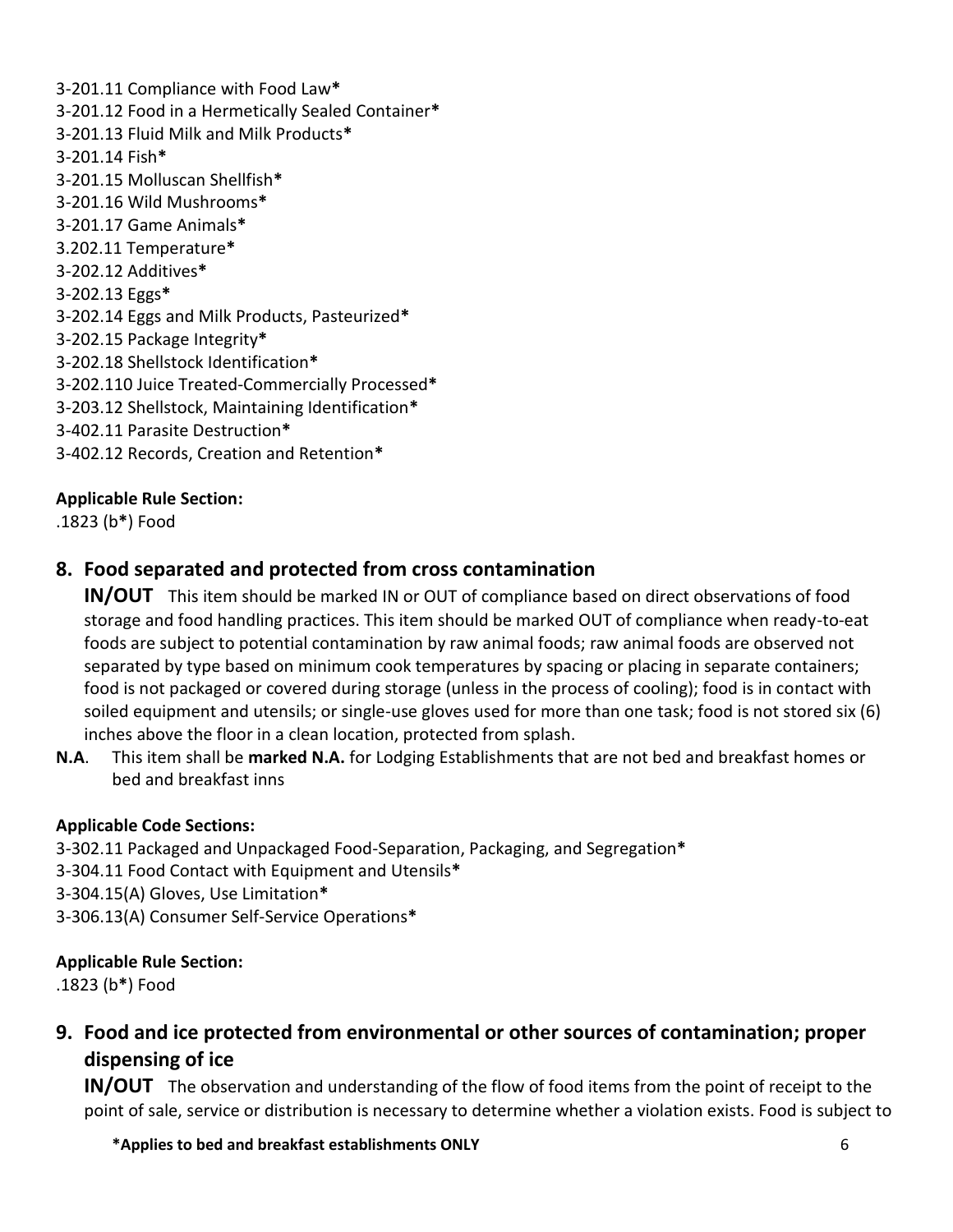3-201.11 Compliance with Food Law*
3-201.12 Food in a Hermetically Sealed Container*
3-201.13 Fluid Milk and Milk Products*
3-201.14 Fish*
3-201.15 Molluscan Shellfish*
3-201.16 Wild Mushrooms*
3-201.17 Game Animals*
3.202.11 Temperature*
3-202.12 Additives*
3-202.13 Eggs*
3-202.14 Eggs and Milk Products, Pasteurized*
3-202.15 Package Integrity*
3-202.18 Shellstock Identification*
3-202.110 Juice Treated-Commercially Processed*
3-203.12 Shellstock, Maintaining Identification*
3-402.11 Parasite Destruction*
3-402.12 Records, Creation and Retention*

**Applicable Rule Section:**
.1823 (b*) Food

## 8. Food separated and protected from cross contamination

**IN/OUT** This item should be marked IN or OUT of compliance based on direct observations of food storage and food handling practices. This item should be marked OUT of compliance when ready-to-eat foods are subject to potential contamination by raw animal foods; raw animal foods are observed not separated by type based on minimum cook temperatures by spacing or placing in separate containers; food is not packaged or covered during storage (unless in the process of cooling); food is in contact with soiled equipment and utensils; or single-use gloves used for more than one task; food is not stored six (6) inches above the floor in a clean location, protected from splash.

**N.A**. This item shall be **marked N.A.** for Lodging Establishments that are not bed and breakfast homes or bed and breakfast inns

**Applicable Code Sections:**
3-302.11 Packaged and Unpackaged Food-Separation, Packaging, and Segregation*
3-304.11 Food Contact with Equipment and Utensils*
3-304.15(A) Gloves, Use Limitation*
3-306.13(A) Consumer Self-Service Operations*

**Applicable Rule Section:**
.1823 (b*) Food

## 9. Food and ice protected from environmental or other sources of contamination; proper dispensing of ice

**IN/OUT** The observation and understanding of the flow of food items from the point of receipt to the point of sale, service or distribution is necessary to determine whether a violation exists. Food is subject to

**\*Applies to bed and breakfast establishments ONLY**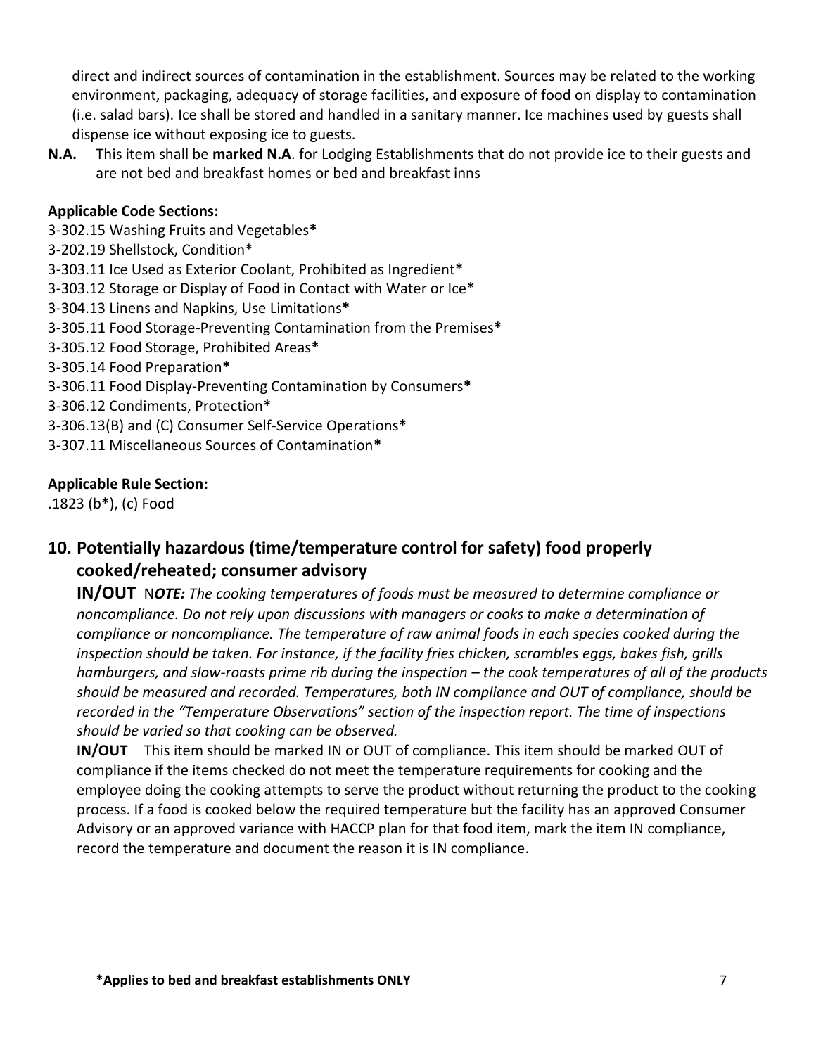direct and indirect sources of contamination in the establishment. Sources may be related to the working environment, packaging, adequacy of storage facilities, and exposure of food on display to contamination (i.e. salad bars). Ice shall be stored and handled in a sanitary manner. Ice machines used by guests shall dispense ice without exposing ice to guests.

**N.A.** This item shall be **marked N.A**. for Lodging Establishments that do not provide ice to their guests and are not bed and breakfast homes or bed and breakfast inns

**Applicable Code Sections:**

3-302.15 Washing Fruits and Vegetables*
3-202.19 Shellstock, Condition*
3-303.11 Ice Used as Exterior Coolant, Prohibited as Ingredient*
3-303.12 Storage or Display of Food in Contact with Water or Ice*
3-304.13 Linens and Napkins, Use Limitations*
3-305.11 Food Storage-Preventing Contamination from the Premises*
3-305.12 Food Storage, Prohibited Areas*
3-305.14 Food Preparation*
3-306.11 Food Display-Preventing Contamination by Consumers*
3-306.12 Condiments, Protection*
3-306.13(B) and (C) Consumer Self-Service Operations*
3-307.11 Miscellaneous Sources of Contamination*

**Applicable Rule Section:**

.1823 (b*), (c) Food

## 10. Potentially hazardous (time/temperature control for safety) food properly cooked/reheated; consumer advisory

**IN/OUT** N*OTE: The cooking temperatures of foods must be measured to determine compliance or noncompliance. Do not rely upon discussions with managers or cooks to make a determination of compliance or noncompliance. The temperature of raw animal foods in each species cooked during the inspection should be taken. For instance, if the facility fries chicken, scrambles eggs, bakes fish, grills hamburgers, and slow-roasts prime rib during the inspection – the cook temperatures of all of the products should be measured and recorded. Temperatures, both IN compliance and OUT of compliance, should be recorded in the "Temperature Observations" section of the inspection report. The time of inspections should be varied so that cooking can be observed.*

**IN/OUT** This item should be marked IN or OUT of compliance. This item should be marked OUT of compliance if the items checked do not meet the temperature requirements for cooking and the employee doing the cooking attempts to serve the product without returning the product to the cooking process. If a food is cooked below the required temperature but the facility has an approved Consumer Advisory or an approved variance with HACCP plan for that food item, mark the item IN compliance, record the temperature and document the reason it is IN compliance.

**\*Applies to bed and breakfast establishments ONLY**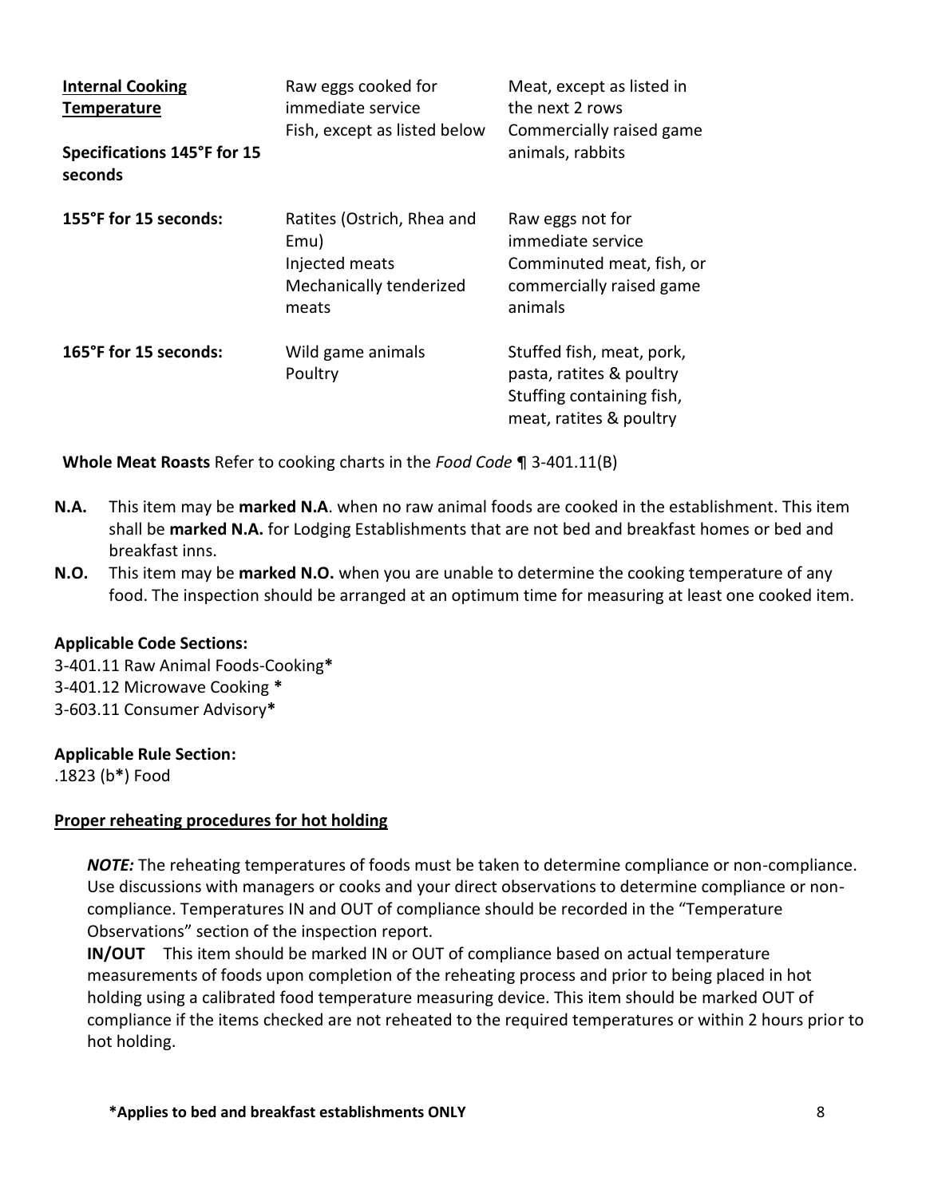| <u>**Internal Cooking Temperature**</u><br><br>**Specifications 145°F for 15 seconds** | Raw eggs cooked for immediate service<br>Fish, except as listed below | Meat, except as listed in the next 2 rows<br>Commercially raised game animals, rabbits |
|---|---|---|
| **155°F for 15 seconds:** | Ratites (Ostrich, Rhea and Emu)<br>Injected meats<br>Mechanically tenderized meats | Raw eggs not for immediate service<br>Comminuted meat, fish, or commercially raised game animals |
| **165°F for 15 seconds:** | Wild game animals<br>Poultry | Stuffed fish, meat, pork, pasta, ratites & poultry<br>Stuffing containing fish, meat, ratites & poultry |

**Whole Meat Roasts** Refer to cooking charts in the *Food Code* ¶ 3-401.11(B)

**N.A.** This item may be **marked N.A**. when no raw animal foods are cooked in the establishment. This item shall be **marked N.A.** for Lodging Establishments that are not bed and breakfast homes or bed and breakfast inns.

**N.O.** This item may be **marked N.O.** when you are unable to determine the cooking temperature of any food. The inspection should be arranged at an optimum time for measuring at least one cooked item.

**Applicable Code Sections:**
3-401.11 Raw Animal Foods-Cooking**\***
3-401.12 Microwave Cooking **\***
3-603.11 Consumer Advisory**\***

**Applicable Rule Section:**
.1823 (b**\***) Food

<u>**Proper reheating procedures for hot holding**</u>

***NOTE:*** The reheating temperatures of foods must be taken to determine compliance or non-compliance. Use discussions with managers or cooks and your direct observations to determine compliance or non-compliance. Temperatures IN and OUT of compliance should be recorded in the "Temperature Observations" section of the inspection report.

**IN/OUT** This item should be marked IN or OUT of compliance based on actual temperature measurements of foods upon completion of the reheating process and prior to being placed in hot holding using a calibrated food temperature measuring device. This item should be marked OUT of compliance if the items checked are not reheated to the required temperatures or within 2 hours prior to hot holding.

**\*Applies to bed and breakfast establishments ONLY**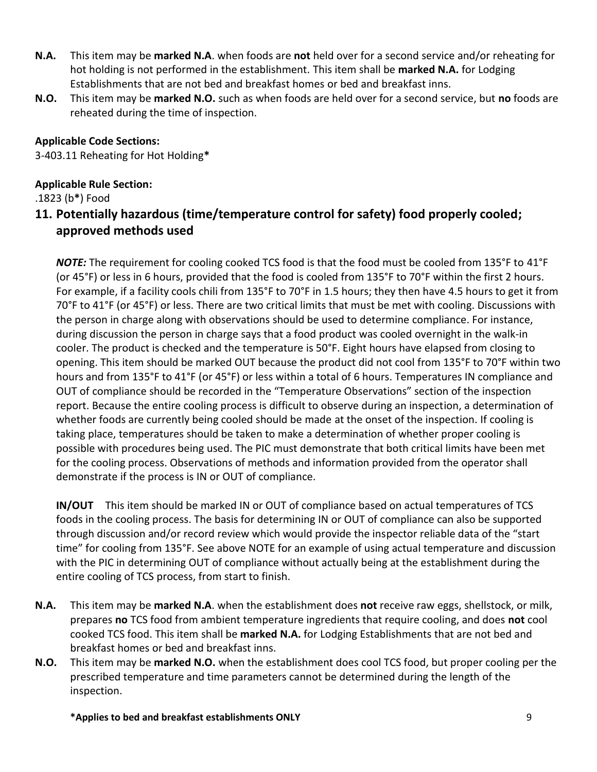**N.A.** This item may be **marked N.A**. when foods are **not** held over for a second service and/or reheating for hot holding is not performed in the establishment. This item shall be **marked N.A.** for Lodging Establishments that are not bed and breakfast homes or bed and breakfast inns.

**N.O.** This item may be **marked N.O.** such as when foods are held over for a second service, but **no** foods are reheated during the time of inspection.

**Applicable Code Sections:**
3-403.11 Reheating for Hot Holding**\***

**Applicable Rule Section:**
.1823 (b**\***) Food

## 11. Potentially hazardous (time/temperature control for safety) food properly cooled; approved methods used

***NOTE:*** The requirement for cooling cooked TCS food is that the food must be cooled from 135°F to 41°F (or 45°F) or less in 6 hours, provided that the food is cooled from 135°F to 70°F within the first 2 hours. For example, if a facility cools chili from 135°F to 70°F in 1.5 hours; they then have 4.5 hours to get it from 70°F to 41°F (or 45°F) or less. There are two critical limits that must be met with cooling. Discussions with the person in charge along with observations should be used to determine compliance. For instance, during discussion the person in charge says that a food product was cooled overnight in the walk-in cooler. The product is checked and the temperature is 50°F. Eight hours have elapsed from closing to opening. This item should be marked OUT because the product did not cool from 135°F to 70°F within two hours and from 135°F to 41°F (or 45°F) or less within a total of 6 hours. Temperatures IN compliance and OUT of compliance should be recorded in the "Temperature Observations" section of the inspection report. Because the entire cooling process is difficult to observe during an inspection, a determination of whether foods are currently being cooled should be made at the onset of the inspection. If cooling is taking place, temperatures should be taken to make a determination of whether proper cooling is possible with procedures being used. The PIC must demonstrate that both critical limits have been met for the cooling process. Observations of methods and information provided from the operator shall demonstrate if the process is IN or OUT of compliance.

**IN/OUT** This item should be marked IN or OUT of compliance based on actual temperatures of TCS foods in the cooling process. The basis for determining IN or OUT of compliance can also be supported through discussion and/or record review which would provide the inspector reliable data of the "start time" for cooling from 135°F. See above NOTE for an example of using actual temperature and discussion with the PIC in determining OUT of compliance without actually being at the establishment during the entire cooling of TCS process, from start to finish.

**N.A.** This item may be **marked N.A**. when the establishment does **not** receive raw eggs, shellstock, or milk, prepares **no** TCS food from ambient temperature ingredients that require cooling, and does **not** cool cooked TCS food. This item shall be **marked N.A.** for Lodging Establishments that are not bed and breakfast homes or bed and breakfast inns.

**N.O.** This item may be **marked N.O.** when the establishment does cool TCS food, but proper cooling per the prescribed temperature and time parameters cannot be determined during the length of the inspection.

**\*Applies to bed and breakfast establishments ONLY**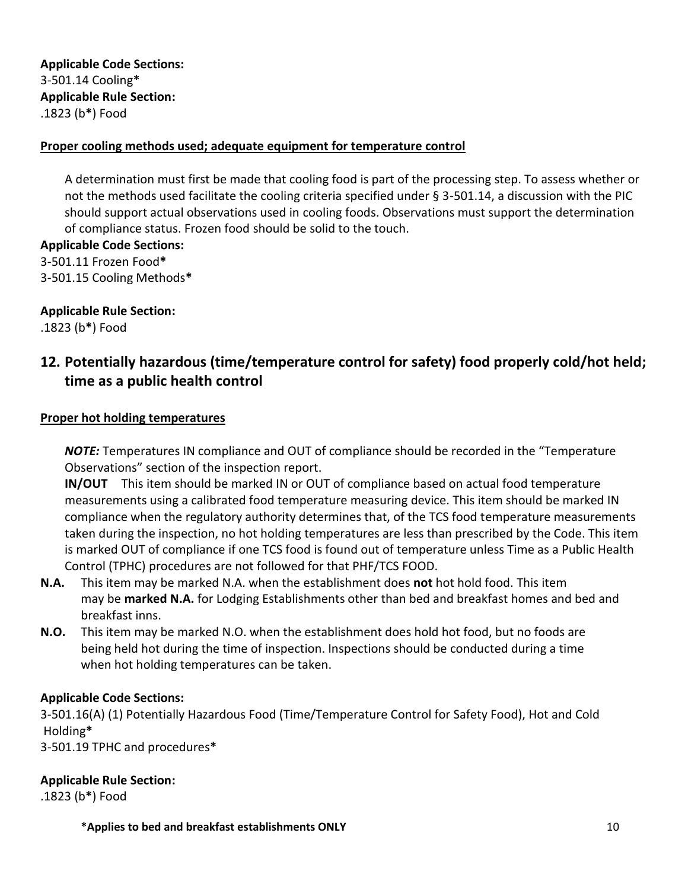**Applicable Code Sections:**
3-501.14 Cooling**\***
**Applicable Rule Section:**
.1823 (b**\***) Food

**Proper cooling methods used; adequate equipment for temperature control**

A determination must first be made that cooling food is part of the processing step. To assess whether or not the methods used facilitate the cooling criteria specified under § 3-501.14, a discussion with the PIC should support actual observations used in cooling foods. Observations must support the determination of compliance status. Frozen food should be solid to the touch.

**Applicable Code Sections:**
3-501.11 Frozen Food**\***
3-501.15 Cooling Methods**\***

**Applicable Rule Section:**
.1823 (b**\***) Food

## 12. Potentially hazardous (time/temperature control for safety) food properly cold/hot held; time as a public health control

**Proper hot holding temperatures**

***NOTE:*** Temperatures IN compliance and OUT of compliance should be recorded in the "Temperature Observations" section of the inspection report.

**IN/OUT** This item should be marked IN or OUT of compliance based on actual food temperature measurements using a calibrated food temperature measuring device. This item should be marked IN compliance when the regulatory authority determines that, of the TCS food temperature measurements taken during the inspection, no hot holding temperatures are less than prescribed by the Code. This item is marked OUT of compliance if one TCS food is found out of temperature unless Time as a Public Health Control (TPHC) procedures are not followed for that PHF/TCS FOOD.

**N.A.** This item may be marked N.A. when the establishment does **not** hot hold food. This item may be **marked N.A.** for Lodging Establishments other than bed and breakfast homes and bed and breakfast inns.

**N.O.** This item may be marked N.O. when the establishment does hold hot food, but no foods are being held hot during the time of inspection. Inspections should be conducted during a time when hot holding temperatures can be taken.

**Applicable Code Sections:**
3-501.16(A) (1) Potentially Hazardous Food (Time/Temperature Control for Safety Food), Hot and Cold Holding**\***
3-501.19 TPHC and procedures**\***

**Applicable Rule Section:**
.1823 (b**\***) Food

**\*Applies to bed and breakfast establishments ONLY**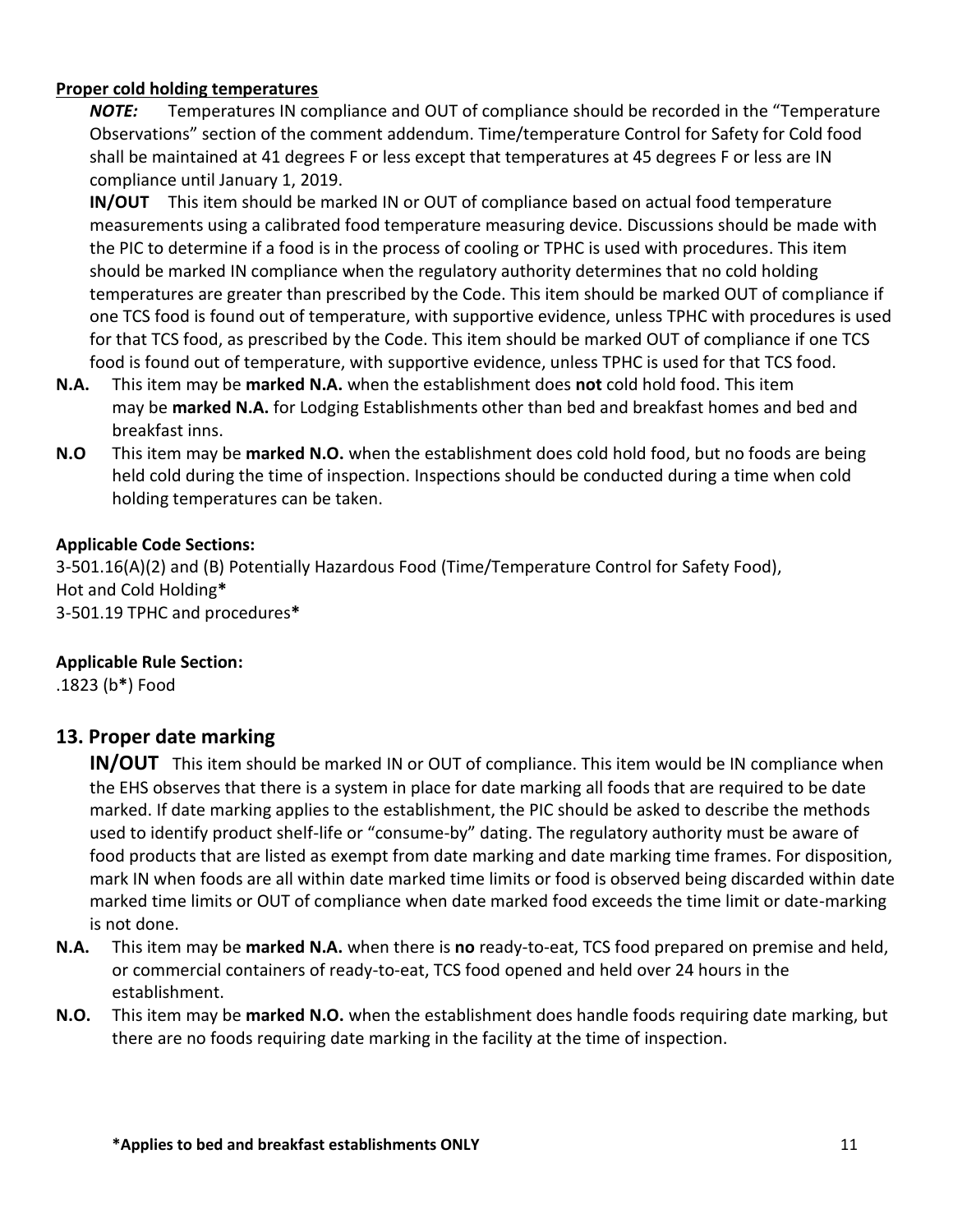**Proper cold holding temperatures**

***NOTE:*** Temperatures IN compliance and OUT of compliance should be recorded in the "Temperature Observations" section of the comment addendum. Time/temperature Control for Safety for Cold food shall be maintained at 41 degrees F or less except that temperatures at 45 degrees F or less are IN compliance until January 1, 2019.

**IN/OUT** This item should be marked IN or OUT of compliance based on actual food temperature measurements using a calibrated food temperature measuring device. Discussions should be made with the PIC to determine if a food is in the process of cooling or TPHC is used with procedures. This item should be marked IN compliance when the regulatory authority determines that no cold holding temperatures are greater than prescribed by the Code. This item should be marked OUT of compliance if one TCS food is found out of temperature, with supportive evidence, unless TPHC with procedures is used for that TCS food, as prescribed by the Code. This item should be marked OUT of compliance if one TCS food is found out of temperature, with supportive evidence, unless TPHC is used for that TCS food.

**N.A.** This item may be **marked N.A.** when the establishment does **not** cold hold food. This item may be **marked N.A.** for Lodging Establishments other than bed and breakfast homes and bed and breakfast inns.

**N.O** This item may be **marked N.O.** when the establishment does cold hold food, but no foods are being held cold during the time of inspection. Inspections should be conducted during a time when cold holding temperatures can be taken.

**Applicable Code Sections:**

3-501.16(A)(2) and (B) Potentially Hazardous Food (Time/Temperature Control for Safety Food), Hot and Cold Holding**\***

3-501.19 TPHC and procedures**\***

**Applicable Rule Section:**

.1823 (b**\***) Food

## 13. Proper date marking

**IN/OUT** This item should be marked IN or OUT of compliance. This item would be IN compliance when the EHS observes that there is a system in place for date marking all foods that are required to be date marked. If date marking applies to the establishment, the PIC should be asked to describe the methods used to identify product shelf-life or "consume-by" dating. The regulatory authority must be aware of food products that are listed as exempt from date marking and date marking time frames. For disposition, mark IN when foods are all within date marked time limits or food is observed being discarded within date marked time limits or OUT of compliance when date marked food exceeds the time limit or date-marking is not done.

**N.A.** This item may be **marked N.A.** when there is **no** ready-to-eat, TCS food prepared on premise and held, or commercial containers of ready-to-eat, TCS food opened and held over 24 hours in the establishment.

**N.O.** This item may be **marked N.O.** when the establishment does handle foods requiring date marking, but there are no foods requiring date marking in the facility at the time of inspection.

**\*Applies to bed and breakfast establishments ONLY**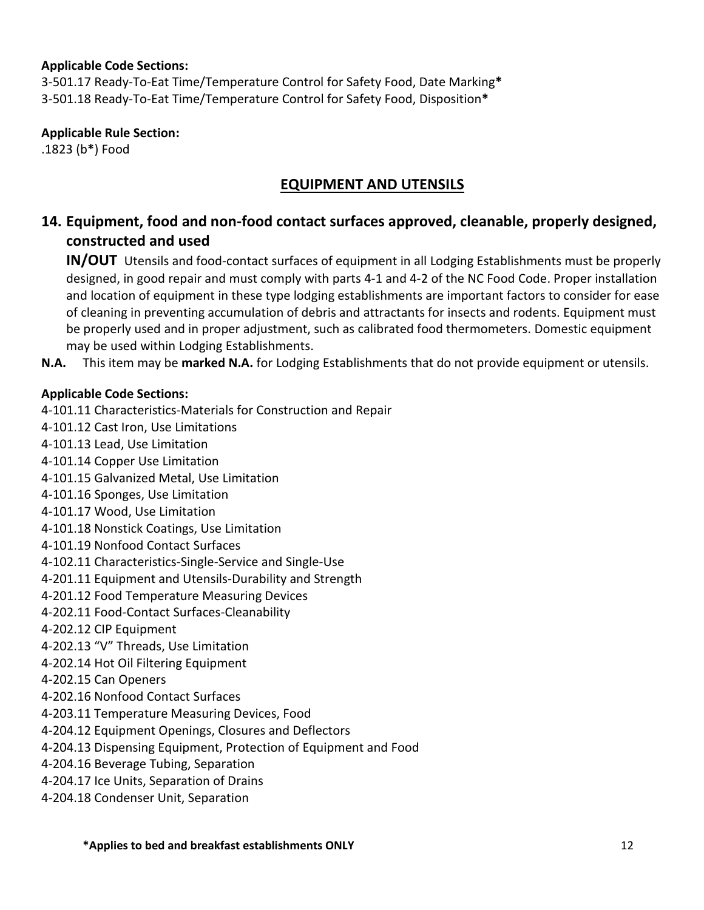**Applicable Code Sections:**
3-501.17 Ready-To-Eat Time/Temperature Control for Safety Food, Date Marking*
3-501.18 Ready-To-Eat Time/Temperature Control for Safety Food, Disposition*

**Applicable Rule Section:**
.1823 (b*) Food

## EQUIPMENT AND UTENSILS

### 14. Equipment, food and non-food contact surfaces approved, cleanable, properly designed, constructed and used

**IN/OUT** Utensils and food-contact surfaces of equipment in all Lodging Establishments must be properly designed, in good repair and must comply with parts 4-1 and 4-2 of the NC Food Code. Proper installation and location of equipment in these type lodging establishments are important factors to consider for ease of cleaning in preventing accumulation of debris and attractants for insects and rodents. Equipment must be properly used and in proper adjustment, such as calibrated food thermometers. Domestic equipment may be used within Lodging Establishments.

**N.A.** This item may be **marked N.A.** for Lodging Establishments that do not provide equipment or utensils.

**Applicable Code Sections:**
4-101.11 Characteristics-Materials for Construction and Repair
4-101.12 Cast Iron, Use Limitations
4-101.13 Lead, Use Limitation
4-101.14 Copper Use Limitation
4-101.15 Galvanized Metal, Use Limitation
4-101.16 Sponges, Use Limitation
4-101.17 Wood, Use Limitation
4-101.18 Nonstick Coatings, Use Limitation
4-101.19 Nonfood Contact Surfaces
4-102.11 Characteristics-Single-Service and Single-Use
4-201.11 Equipment and Utensils-Durability and Strength
4-201.12 Food Temperature Measuring Devices
4-202.11 Food-Contact Surfaces-Cleanability
4-202.12 CIP Equipment
4-202.13 "V" Threads, Use Limitation
4-202.14 Hot Oil Filtering Equipment
4-202.15 Can Openers
4-202.16 Nonfood Contact Surfaces
4-203.11 Temperature Measuring Devices, Food
4-204.12 Equipment Openings, Closures and Deflectors
4-204.13 Dispensing Equipment, Protection of Equipment and Food
4-204.16 Beverage Tubing, Separation
4-204.17 Ice Units, Separation of Drains
4-204.18 Condenser Unit, Separation

**\*Applies to bed and breakfast establishments ONLY**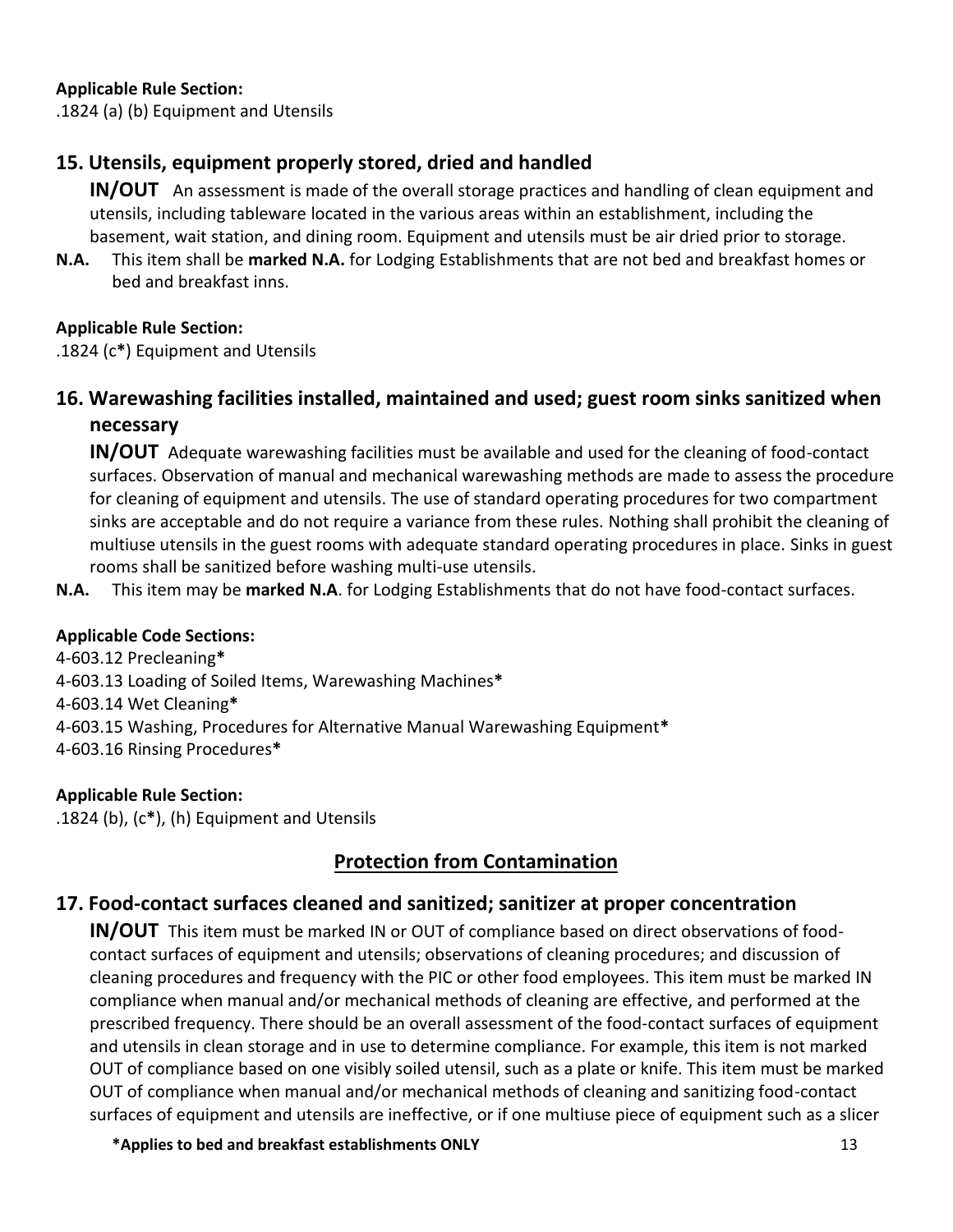**Applicable Rule Section:**
.1824 (a) (b) Equipment and Utensils

## 15. Utensils, equipment properly stored, dried and handled

**IN/OUT** An assessment is made of the overall storage practices and handling of clean equipment and utensils, including tableware located in the various areas within an establishment, including the basement, wait station, and dining room. Equipment and utensils must be air dried prior to storage.

**N.A.** This item shall be **marked N.A.** for Lodging Establishments that are not bed and breakfast homes or bed and breakfast inns.

**Applicable Rule Section:**
.1824 (c**\***) Equipment and Utensils

## 16. Warewashing facilities installed, maintained and used; guest room sinks sanitized when necessary

**IN/OUT** Adequate warewashing facilities must be available and used for the cleaning of food-contact surfaces. Observation of manual and mechanical warewashing methods are made to assess the procedure for cleaning of equipment and utensils. The use of standard operating procedures for two compartment sinks are acceptable and do not require a variance from these rules. Nothing shall prohibit the cleaning of multiuse utensils in the guest rooms with adequate standard operating procedures in place. Sinks in guest rooms shall be sanitized before washing multi-use utensils.

**N.A.** This item may be **marked N.A**. for Lodging Establishments that do not have food-contact surfaces.

**Applicable Code Sections:**
4-603.12 Precleaning**\***
4-603.13 Loading of Soiled Items, Warewashing Machines**\***
4-603.14 Wet Cleaning**\***
4-603.15 Washing, Procedures for Alternative Manual Warewashing Equipment**\***
4-603.16 Rinsing Procedures**\***

**Applicable Rule Section:**
.1824 (b), (c**\***), (h) Equipment and Utensils

## Protection from Contamination

## 17. Food-contact surfaces cleaned and sanitized; sanitizer at proper concentration

**IN/OUT** This item must be marked IN or OUT of compliance based on direct observations of food-contact surfaces of equipment and utensils; observations of cleaning procedures; and discussion of cleaning procedures and frequency with the PIC or other food employees. This item must be marked IN compliance when manual and/or mechanical methods of cleaning are effective, and performed at the prescribed frequency. There should be an overall assessment of the food-contact surfaces of equipment and utensils in clean storage and in use to determine compliance. For example, this item is not marked OUT of compliance based on one visibly soiled utensil, such as a plate or knife. This item must be marked OUT of compliance when manual and/or mechanical methods of cleaning and sanitizing food-contact surfaces of equipment and utensils are ineffective, or if one multiuse piece of equipment such as a slicer

**\*Applies to bed and breakfast establishments ONLY**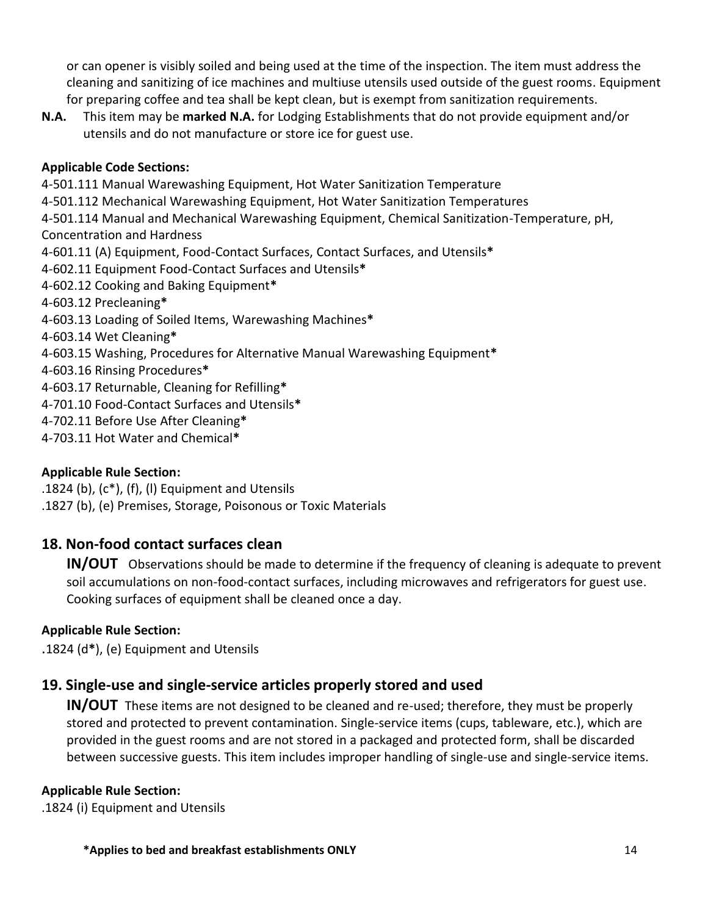or can opener is visibly soiled and being used at the time of the inspection. The item must address the cleaning and sanitizing of ice machines and multiuse utensils used outside of the guest rooms. Equipment for preparing coffee and tea shall be kept clean, but is exempt from sanitization requirements.

**N.A.** This item may be **marked N.A.** for Lodging Establishments that do not provide equipment and/or utensils and do not manufacture or store ice for guest use.

**Applicable Code Sections:**

4-501.111 Manual Warewashing Equipment, Hot Water Sanitization Temperature
4-501.112 Mechanical Warewashing Equipment, Hot Water Sanitization Temperatures
4-501.114 Manual and Mechanical Warewashing Equipment, Chemical Sanitization-Temperature, pH, Concentration and Hardness
4-601.11 (A) Equipment, Food-Contact Surfaces, Contact Surfaces, and Utensils**\***
4-602.11 Equipment Food-Contact Surfaces and Utensils**\***
4-602.12 Cooking and Baking Equipment**\***
4-603.12 Precleaning**\***
4-603.13 Loading of Soiled Items, Warewashing Machines**\***
4-603.14 Wet Cleaning**\***
4-603.15 Washing, Procedures for Alternative Manual Warewashing Equipment**\***
4-603.16 Rinsing Procedures**\***
4-603.17 Returnable, Cleaning for Refilling**\***
4-701.10 Food-Contact Surfaces and Utensils**\***
4-702.11 Before Use After Cleaning**\***
4-703.11 Hot Water and Chemical**\***

**Applicable Rule Section:**

.1824 (b), (c*), (f), (l) Equipment and Utensils
.1827 (b), (e) Premises, Storage, Poisonous or Toxic Materials

## 18. Non-food contact surfaces clean

**IN/OUT** Observations should be made to determine if the frequency of cleaning is adequate to prevent soil accumulations on non-food-contact surfaces, including microwaves and refrigerators for guest use. Cooking surfaces of equipment shall be cleaned once a day.

**Applicable Rule Section:**

.1824 (d**\***), (e) Equipment and Utensils

## 19. Single-use and single-service articles properly stored and used

**IN/OUT** These items are not designed to be cleaned and re-used; therefore, they must be properly stored and protected to prevent contamination. Single-service items (cups, tableware, etc.), which are provided in the guest rooms and are not stored in a packaged and protected form, shall be discarded between successive guests. This item includes improper handling of single-use and single-service items.

**Applicable Rule Section:**

.1824 (i) Equipment and Utensils

**\*Applies to bed and breakfast establishments ONLY**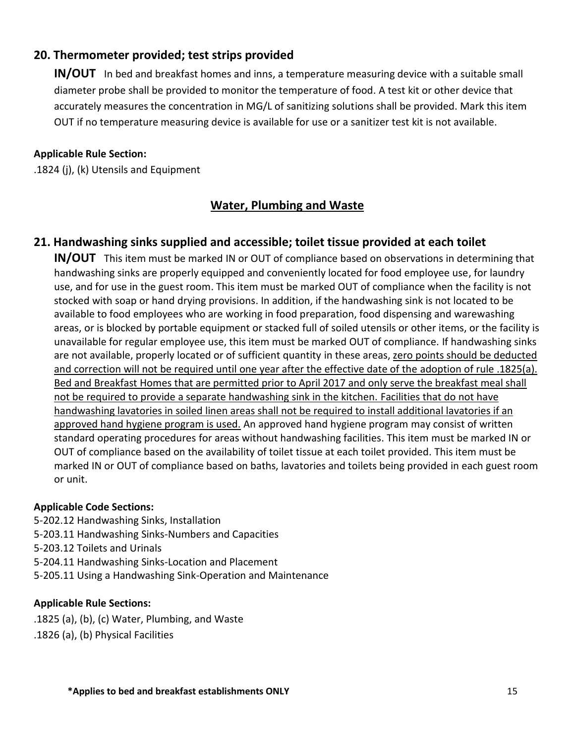## 20. Thermometer provided; test strips provided

**IN/OUT** In bed and breakfast homes and inns, a temperature measuring device with a suitable small diameter probe shall be provided to monitor the temperature of food. A test kit or other device that accurately measures the concentration in MG/L of sanitizing solutions shall be provided. Mark this item OUT if no temperature measuring device is available for use or a sanitizer test kit is not available.

**Applicable Rule Section:**

.1824 (j), (k) Utensils and Equipment

## Water, Plumbing and Waste

## 21. Handwashing sinks supplied and accessible; toilet tissue provided at each toilet

**IN/OUT** This item must be marked IN or OUT of compliance based on observations in determining that handwashing sinks are properly equipped and conveniently located for food employee use, for laundry use, and for use in the guest room. This item must be marked OUT of compliance when the facility is not stocked with soap or hand drying provisions. In addition, if the handwashing sink is not located to be available to food employees who are working in food preparation, food dispensing and warewashing areas, or is blocked by portable equipment or stacked full of soiled utensils or other items, or the facility is unavailable for regular employee use, this item must be marked OUT of compliance. If handwashing sinks are not available, properly located or of sufficient quantity in these areas, <u>zero points should be deducted and correction will not be required until one year after the effective date of the adoption of rule .1825(a). Bed and Breakfast Homes that are permitted prior to April 2017 and only serve the breakfast meal shall not be required to provide a separate handwashing sink in the kitchen. Facilities that do not have handwashing lavatories in soiled linen areas shall not be required to install additional lavatories if an approved hand hygiene program is used.</u> An approved hand hygiene program may consist of written standard operating procedures for areas without handwashing facilities. This item must be marked IN or OUT of compliance based on the availability of toilet tissue at each toilet provided. This item must be marked IN or OUT of compliance based on baths, lavatories and toilets being provided in each guest room or unit.

**Applicable Code Sections:**

5-202.12 Handwashing Sinks, Installation
5-203.11 Handwashing Sinks-Numbers and Capacities
5-203.12 Toilets and Urinals
5-204.11 Handwashing Sinks-Location and Placement
5-205.11 Using a Handwashing Sink-Operation and Maintenance

**Applicable Rule Sections:**

.1825 (a), (b), (c) Water, Plumbing, and Waste
.1826 (a), (b) Physical Facilities

**\*Applies to bed and breakfast establishments ONLY**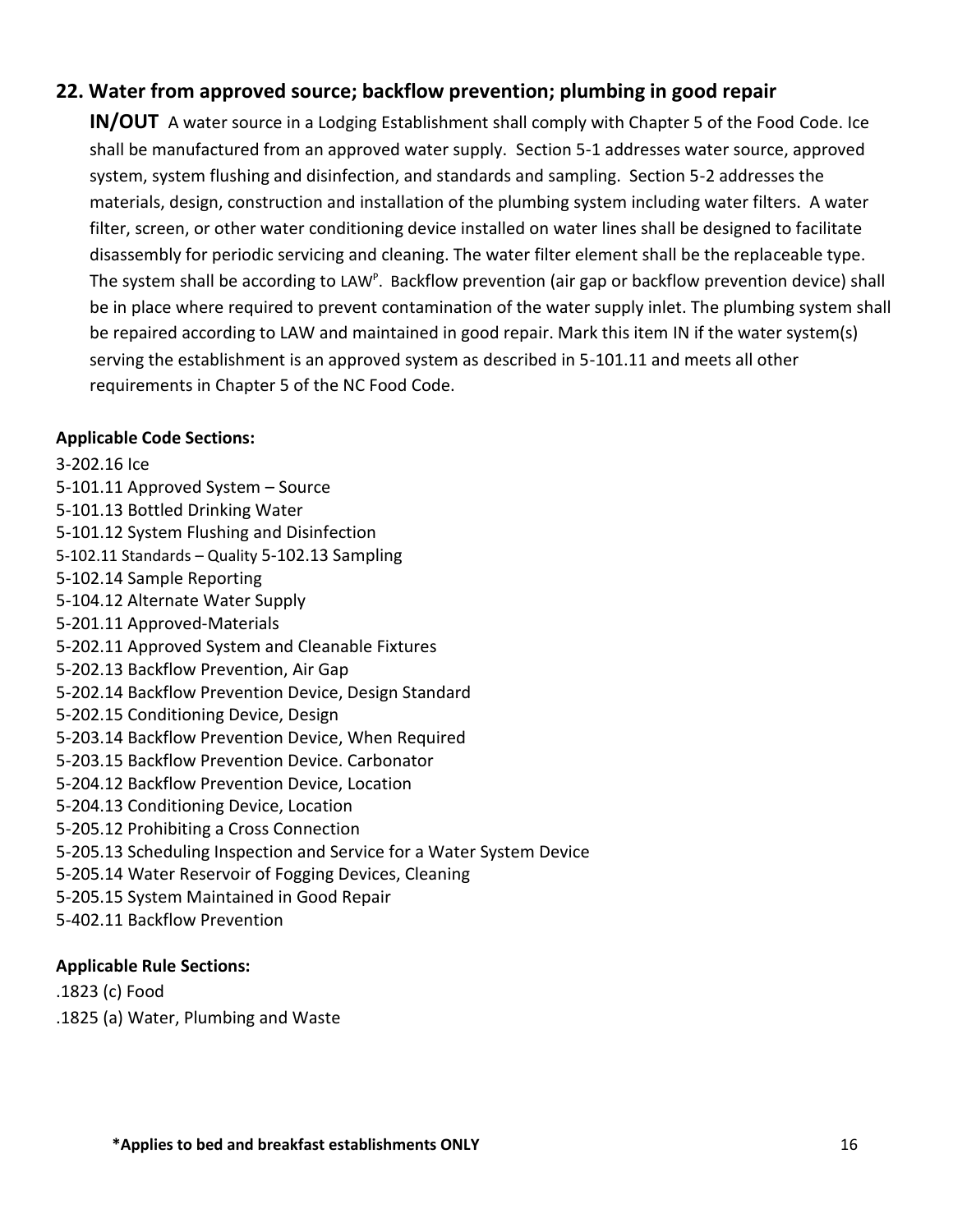## 22. Water from approved source; backflow prevention; plumbing in good repair

**IN/OUT** A water source in a Lodging Establishment shall comply with Chapter 5 of the Food Code. Ice shall be manufactured from an approved water supply. Section 5-1 addresses water source, approved system, system flushing and disinfection, and standards and sampling. Section 5-2 addresses the materials, design, construction and installation of the plumbing system including water filters. A water filter, screen, or other water conditioning device installed on water lines shall be designed to facilitate disassembly for periodic servicing and cleaning. The water filter element shall be the replaceable type. The system shall be according to LAW[P]. Backflow prevention (air gap or backflow prevention device) shall be in place where required to prevent contamination of the water supply inlet. The plumbing system shall be repaired according to LAW and maintained in good repair. Mark this item IN if the water system(s) serving the establishment is an approved system as described in 5-101.11 and meets all other requirements in Chapter 5 of the NC Food Code.

**Applicable Code Sections:**

3-202.16 Ice
5-101.11 Approved System – Source
5-101.13 Bottled Drinking Water
5-101.12 System Flushing and Disinfection
5-102.11 Standards – Quality 5-102.13 Sampling
5-102.14 Sample Reporting
5-104.12 Alternate Water Supply
5-201.11 Approved-Materials
5-202.11 Approved System and Cleanable Fixtures
5-202.13 Backflow Prevention, Air Gap
5-202.14 Backflow Prevention Device, Design Standard
5-202.15 Conditioning Device, Design
5-203.14 Backflow Prevention Device, When Required
5-203.15 Backflow Prevention Device. Carbonator
5-204.12 Backflow Prevention Device, Location
5-204.13 Conditioning Device, Location
5-205.12 Prohibiting a Cross Connection
5-205.13 Scheduling Inspection and Service for a Water System Device
5-205.14 Water Reservoir of Fogging Devices, Cleaning
5-205.15 System Maintained in Good Repair
5-402.11 Backflow Prevention

**Applicable Rule Sections:**

.1823 (c) Food
.1825 (a) Water, Plumbing and Waste

**\*Applies to bed and breakfast establishments ONLY**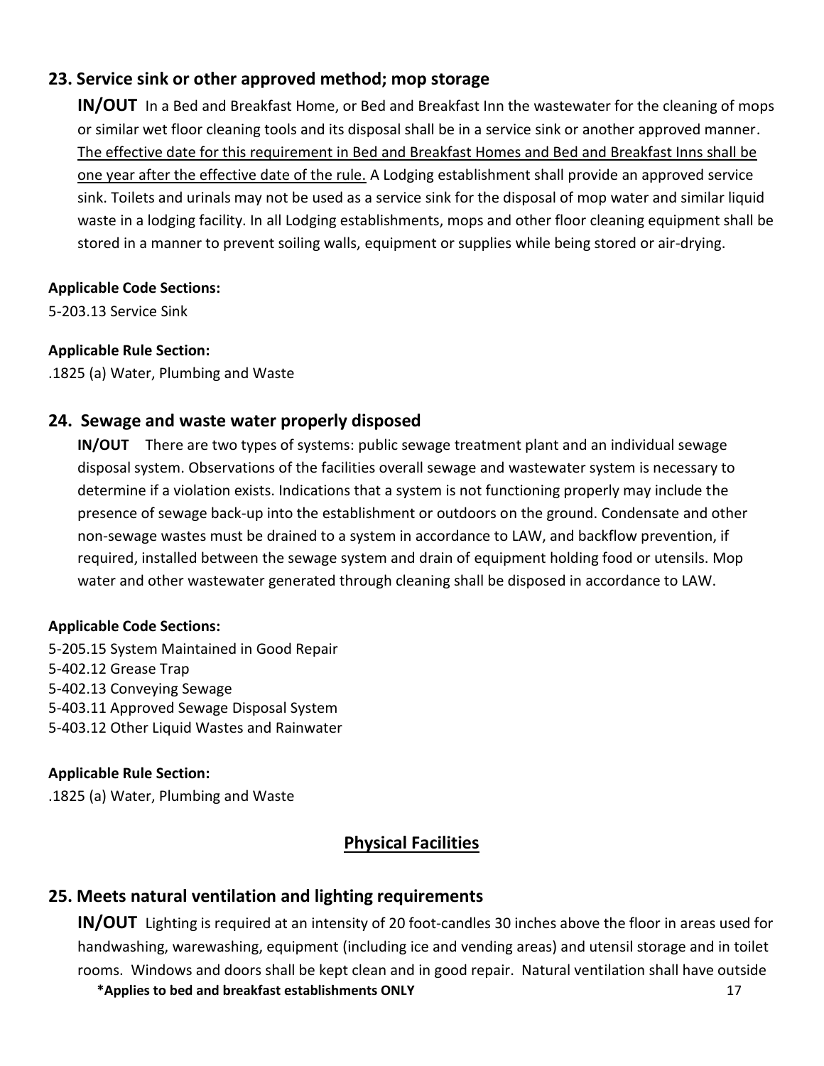## 23. Service sink or other approved method; mop storage

**IN/OUT** In a Bed and Breakfast Home, or Bed and Breakfast Inn the wastewater for the cleaning of mops or similar wet floor cleaning tools and its disposal shall be in a service sink or another approved manner. <u>The effective date for this requirement in Bed and Breakfast Homes and Bed and Breakfast Inns shall be one year after the effective date of the rule.</u> A Lodging establishment shall provide an approved service sink. Toilets and urinals may not be used as a service sink for the disposal of mop water and similar liquid waste in a lodging facility. In all Lodging establishments, mops and other floor cleaning equipment shall be stored in a manner to prevent soiling walls, equipment or supplies while being stored or air-drying.

**Applicable Code Sections:**

5-203.13 Service Sink

**Applicable Rule Section:**

.1825 (a) Water, Plumbing and Waste

## 24. Sewage and waste water properly disposed

**IN/OUT** There are two types of systems: public sewage treatment plant and an individual sewage disposal system. Observations of the facilities overall sewage and wastewater system is necessary to determine if a violation exists. Indications that a system is not functioning properly may include the presence of sewage back-up into the establishment or outdoors on the ground. Condensate and other non-sewage wastes must be drained to a system in accordance to LAW, and backflow prevention, if required, installed between the sewage system and drain of equipment holding food or utensils. Mop water and other wastewater generated through cleaning shall be disposed in accordance to LAW.

**Applicable Code Sections:**

5-205.15 System Maintained in Good Repair
5-402.12 Grease Trap
5-402.13 Conveying Sewage
5-403.11 Approved Sewage Disposal System
5-403.12 Other Liquid Wastes and Rainwater

**Applicable Rule Section:**

.1825 (a) Water, Plumbing and Waste

# <u>Physical Facilities</u>

## 25. Meets natural ventilation and lighting requirements

**IN/OUT** Lighting is required at an intensity of 20 foot-candles 30 inches above the floor in areas used for handwashing, warewashing, equipment (including ice and vending areas) and utensil storage and in toilet rooms. Windows and doors shall be kept clean and in good repair. Natural ventilation shall have outside

**\*Applies to bed and breakfast establishments ONLY**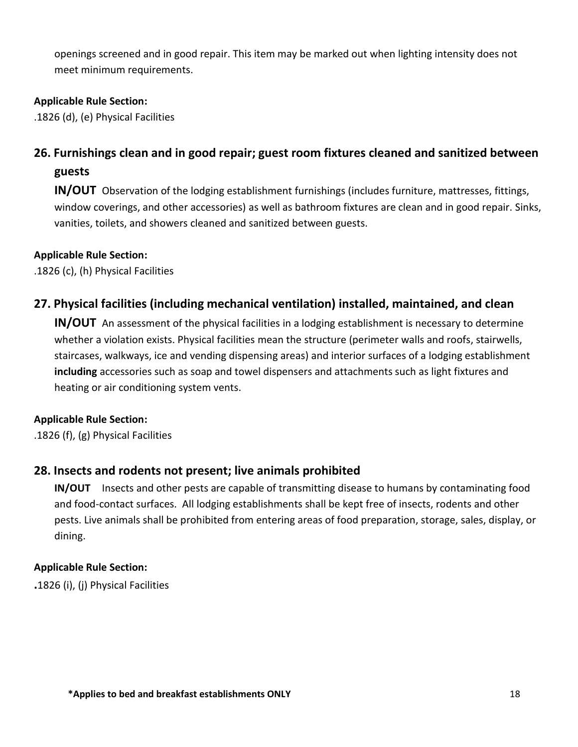openings screened and in good repair. This item may be marked out when lighting intensity does not meet minimum requirements.

**Applicable Rule Section:**

.1826 (d), (e) Physical Facilities

## 26. Furnishings clean and in good repair; guest room fixtures cleaned and sanitized between guests

**IN/OUT** Observation of the lodging establishment furnishings (includes furniture, mattresses, fittings, window coverings, and other accessories) as well as bathroom fixtures are clean and in good repair. Sinks, vanities, toilets, and showers cleaned and sanitized between guests.

**Applicable Rule Section:**

.1826 (c), (h) Physical Facilities

## 27. Physical facilities (including mechanical ventilation) installed, maintained, and clean

**IN/OUT** An assessment of the physical facilities in a lodging establishment is necessary to determine whether a violation exists. Physical facilities mean the structure (perimeter walls and roofs, stairwells, staircases, walkways, ice and vending dispensing areas) and interior surfaces of a lodging establishment **including** accessories such as soap and towel dispensers and attachments such as light fixtures and heating or air conditioning system vents.

**Applicable Rule Section:**

.1826 (f), (g) Physical Facilities

## 28. Insects and rodents not present; live animals prohibited

**IN/OUT** Insects and other pests are capable of transmitting disease to humans by contaminating food and food-contact surfaces. All lodging establishments shall be kept free of insects, rodents and other pests. Live animals shall be prohibited from entering areas of food preparation, storage, sales, display, or dining.

**Applicable Rule Section:**

.1826 (i), (j) Physical Facilities

**\*Applies to bed and breakfast establishments ONLY**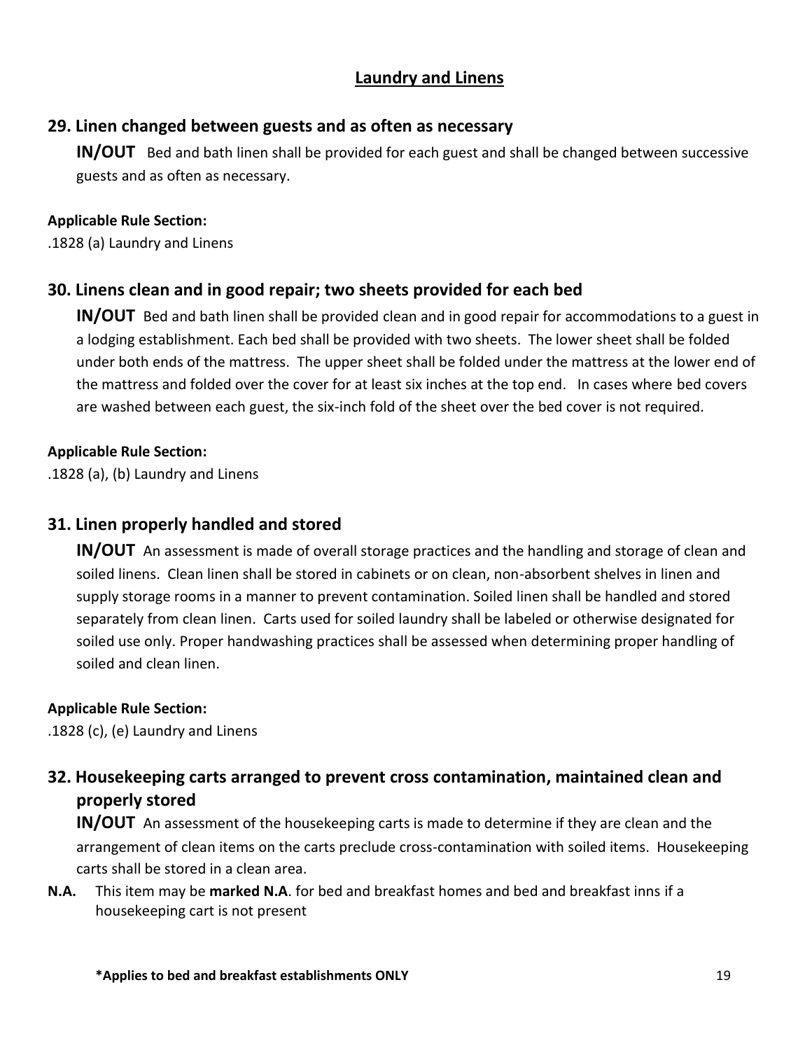## Laundry and Linens

### 29. Linen changed between guests and as often as necessary

**IN/OUT** Bed and bath linen shall be provided for each guest and shall be changed between successive guests and as often as necessary.

**Applicable Rule Section:**

.1828 (a) Laundry and Linens

### 30. Linens clean and in good repair; two sheets provided for each bed

**IN/OUT** Bed and bath linen shall be provided clean and in good repair for accommodations to a guest in a lodging establishment. Each bed shall be provided with two sheets. The lower sheet shall be folded under both ends of the mattress. The upper sheet shall be folded under the mattress at the lower end of the mattress and folded over the cover for at least six inches at the top end. In cases where bed covers are washed between each guest, the six-inch fold of the sheet over the bed cover is not required.

**Applicable Rule Section:**

.1828 (a), (b) Laundry and Linens

### 31. Linen properly handled and stored

**IN/OUT** An assessment is made of overall storage practices and the handling and storage of clean and soiled linens. Clean linen shall be stored in cabinets or on clean, non-absorbent shelves in linen and supply storage rooms in a manner to prevent contamination. Soiled linen shall be handled and stored separately from clean linen. Carts used for soiled laundry shall be labeled or otherwise designated for soiled use only. Proper handwashing practices shall be assessed when determining proper handling of soiled and clean linen.

**Applicable Rule Section:**

.1828 (c), (e) Laundry and Linens

### 32. Housekeeping carts arranged to prevent cross contamination, maintained clean and properly stored

**IN/OUT** An assessment of the housekeeping carts is made to determine if they are clean and the arrangement of clean items on the carts preclude cross-contamination with soiled items. Housekeeping carts shall be stored in a clean area.

**N.A.** This item may be **marked N.A**. for bed and breakfast homes and bed and breakfast inns if a housekeeping cart is not present

**\*Applies to bed and breakfast establishments ONLY**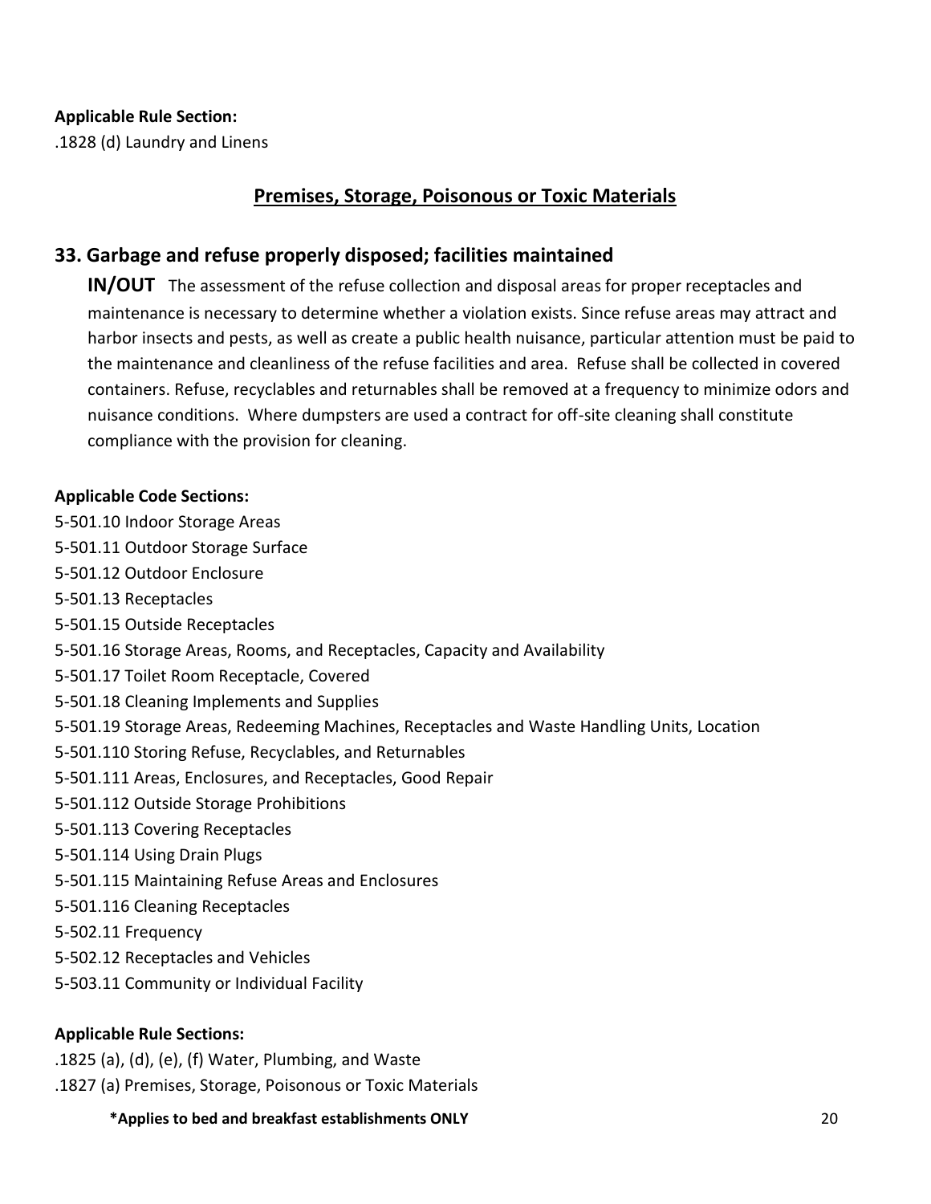**Applicable Rule Section:**
.1828 (d) Laundry and Linens

## Premises, Storage, Poisonous or Toxic Materials

### 33. Garbage and refuse properly disposed; facilities maintained

**IN/OUT** The assessment of the refuse collection and disposal areas for proper receptacles and maintenance is necessary to determine whether a violation exists. Since refuse areas may attract and harbor insects and pests, as well as create a public health nuisance, particular attention must be paid to the maintenance and cleanliness of the refuse facilities and area. Refuse shall be collected in covered containers. Refuse, recyclables and returnables shall be removed at a frequency to minimize odors and nuisance conditions. Where dumpsters are used a contract for off-site cleaning shall constitute compliance with the provision for cleaning.

**Applicable Code Sections:**
5-501.10 Indoor Storage Areas
5-501.11 Outdoor Storage Surface
5-501.12 Outdoor Enclosure
5-501.13 Receptacles
5-501.15 Outside Receptacles
5-501.16 Storage Areas, Rooms, and Receptacles, Capacity and Availability
5-501.17 Toilet Room Receptacle, Covered
5-501.18 Cleaning Implements and Supplies
5-501.19 Storage Areas, Redeeming Machines, Receptacles and Waste Handling Units, Location
5-501.110 Storing Refuse, Recyclables, and Returnables
5-501.111 Areas, Enclosures, and Receptacles, Good Repair
5-501.112 Outside Storage Prohibitions
5-501.113 Covering Receptacles
5-501.114 Using Drain Plugs
5-501.115 Maintaining Refuse Areas and Enclosures
5-501.116 Cleaning Receptacles
5-502.11 Frequency
5-502.12 Receptacles and Vehicles
5-503.11 Community or Individual Facility

**Applicable Rule Sections:**
.1825 (a), (d), (e), (f) Water, Plumbing, and Waste
.1827 (a) Premises, Storage, Poisonous or Toxic Materials

**\*Applies to bed and breakfast establishments ONLY**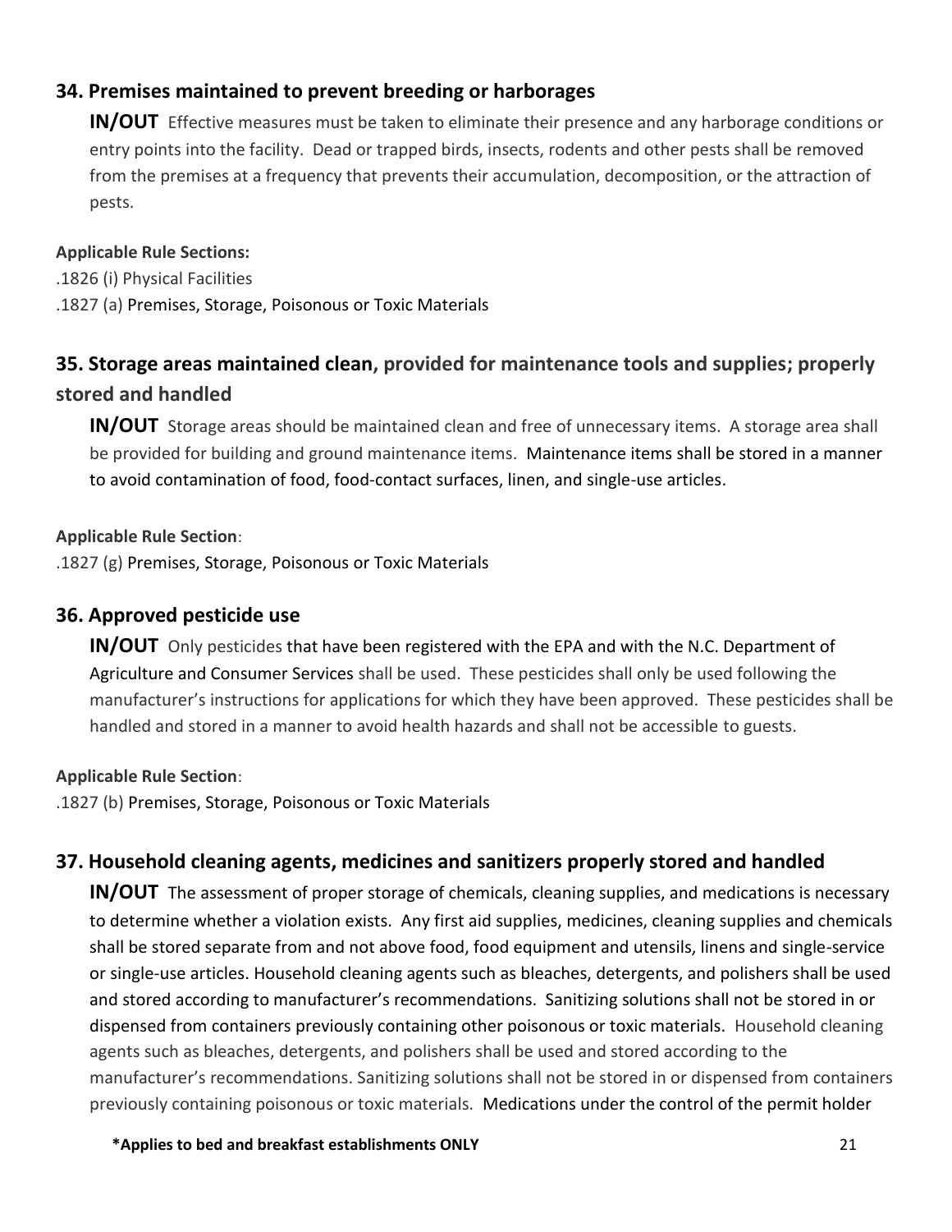## 34. Premises maintained to prevent breeding or harborages

**IN/OUT** Effective measures must be taken to eliminate their presence and any harborage conditions or entry points into the facility. Dead or trapped birds, insects, rodents and other pests shall be removed from the premises at a frequency that prevents their accumulation, decomposition, or the attraction of pests.

**Applicable Rule Sections:**

.1826 (i) Physical Facilities
.1827 (a) Premises, Storage, Poisonous or Toxic Materials

## 35. Storage areas maintained clean, provided for maintenance tools and supplies; properly stored and handled

**IN/OUT** Storage areas should be maintained clean and free of unnecessary items. A storage area shall be provided for building and ground maintenance items. Maintenance items shall be stored in a manner to avoid contamination of food, food-contact surfaces, linen, and single-use articles.

**Applicable Rule Section**:

.1827 (g) Premises, Storage, Poisonous or Toxic Materials

## 36. Approved pesticide use

**IN/OUT** Only pesticides that have been registered with the EPA and with the N.C. Department of Agriculture and Consumer Services shall be used. These pesticides shall only be used following the manufacturer's instructions for applications for which they have been approved. These pesticides shall be handled and stored in a manner to avoid health hazards and shall not be accessible to guests.

**Applicable Rule Section**:

.1827 (b) Premises, Storage, Poisonous or Toxic Materials

## 37. Household cleaning agents, medicines and sanitizers properly stored and handled

**IN/OUT** The assessment of proper storage of chemicals, cleaning supplies, and medications is necessary to determine whether a violation exists. Any first aid supplies, medicines, cleaning supplies and chemicals shall be stored separate from and not above food, food equipment and utensils, linens and single-service or single-use articles. Household cleaning agents such as bleaches, detergents, and polishers shall be used and stored according to manufacturer's recommendations. Sanitizing solutions shall not be stored in or dispensed from containers previously containing other poisonous or toxic materials. Household cleaning agents such as bleaches, detergents, and polishers shall be used and stored according to the manufacturer's recommendations. Sanitizing solutions shall not be stored in or dispensed from containers previously containing poisonous or toxic materials. Medications under the control of the permit holder

**\*Applies to bed and breakfast establishments ONLY**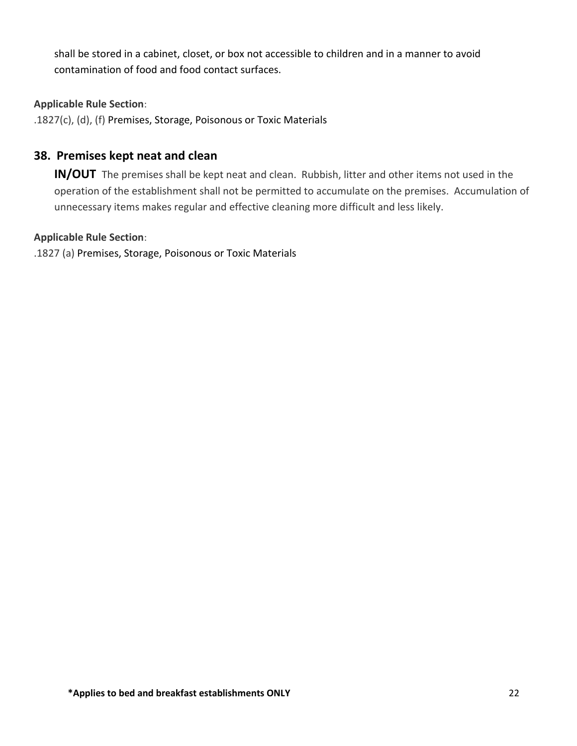shall be stored in a cabinet, closet, or box not accessible to children and in a manner to avoid contamination of food and food contact surfaces.

**Applicable Rule Section**:
.1827(c), (d), (f) Premises, Storage, Poisonous or Toxic Materials

## 38. Premises kept neat and clean

**IN/OUT** The premises shall be kept neat and clean. Rubbish, litter and other items not used in the operation of the establishment shall not be permitted to accumulate on the premises. Accumulation of unnecessary items makes regular and effective cleaning more difficult and less likely.

**Applicable Rule Section**:
.1827 (a) Premises, Storage, Poisonous or Toxic Materials

**\*Applies to bed and breakfast establishments ONLY**